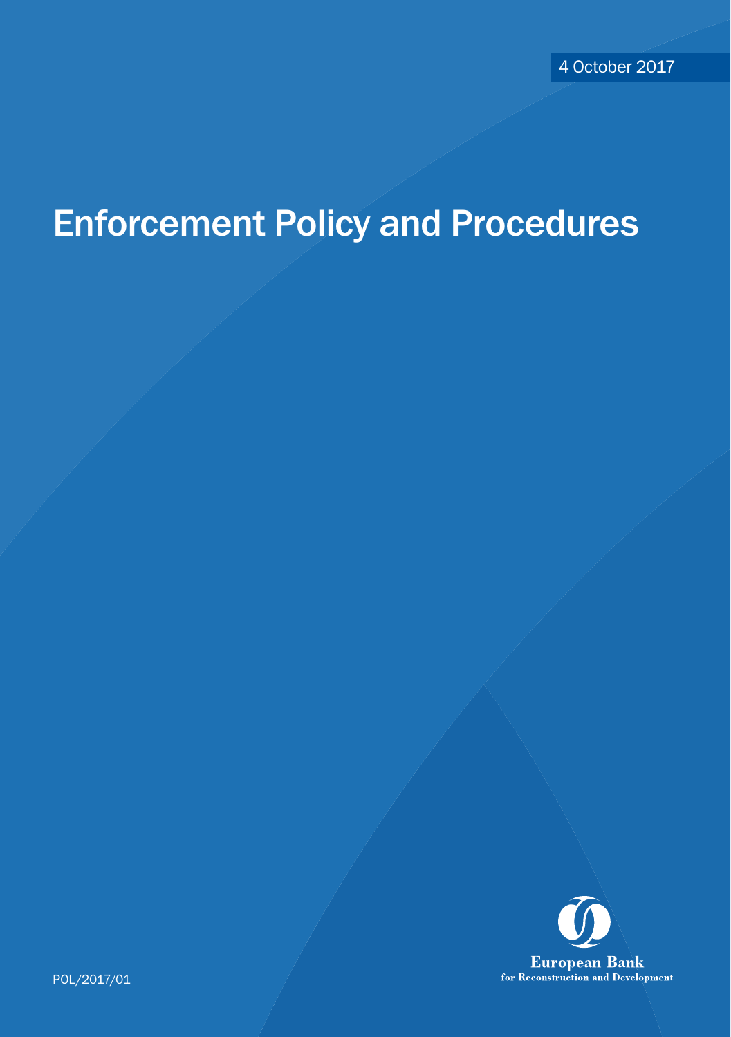4 October 2017

# Enforcement Policy and Procedures

European Bank
for Reconstruction and Development

POL/2017/01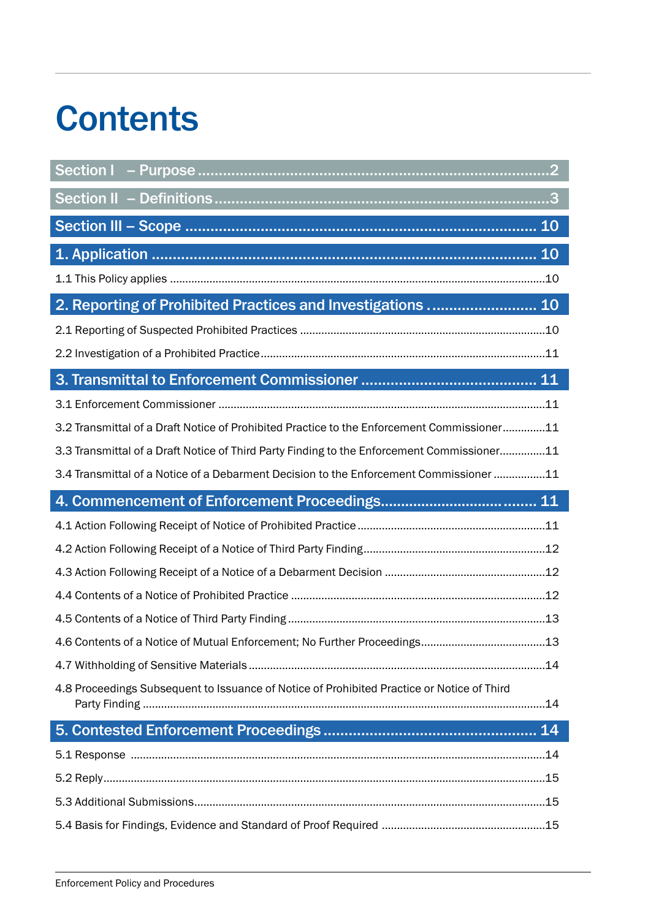# Contents

| | |
|---|---|
| **Section I – Purpose** | **2** |
| **Section II – Definitions** | **3** |
| **Section III – Scope** | **10** |
| **1. Application** | **10** |
| 1.1 This Policy applies | 10 |
| **2. Reporting of Prohibited Practices and Investigations** | **10** |
| 2.1 Reporting of Suspected Prohibited Practices | 10 |
| 2.2 Investigation of a Prohibited Practice | 11 |
| **3. Transmittal to Enforcement Commissioner** | **11** |
| 3.1 Enforcement Commissioner | 11 |
| 3.2 Transmittal of a Draft Notice of Prohibited Practice to the Enforcement Commissioner | 11 |
| 3.3 Transmittal of a Draft Notice of Third Party Finding to the Enforcement Commissioner | 11 |
| 3.4 Transmittal of a Notice of a Debarment Decision to the Enforcement Commissioner | 11 |
| **4. Commencement of Enforcement Proceedings** | **11** |
| 4.1 Action Following Receipt of Notice of Prohibited Practice | 11 |
| 4.2 Action Following Receipt of a Notice of Third Party Finding | 12 |
| 4.3 Action Following Receipt of a Notice of a Debarment Decision | 12 |
| 4.4 Contents of a Notice of Prohibited Practice | 12 |
| 4.5 Contents of a Notice of Third Party Finding | 13 |
| 4.6 Contents of a Notice of Mutual Enforcement; No Further Proceedings | 13 |
| 4.7 Withholding of Sensitive Materials | 14 |
| 4.8 Proceedings Subsequent to Issuance of Notice of Prohibited Practice or Notice of Third Party Finding | 14 |
| **5. Contested Enforcement Proceedings** | **14** |
| 5.1 Response | 14 |
| 5.2 Reply | 15 |
| 5.3 Additional Submissions | 15 |
| 5.4 Basis for Findings, Evidence and Standard of Proof Required | 15 |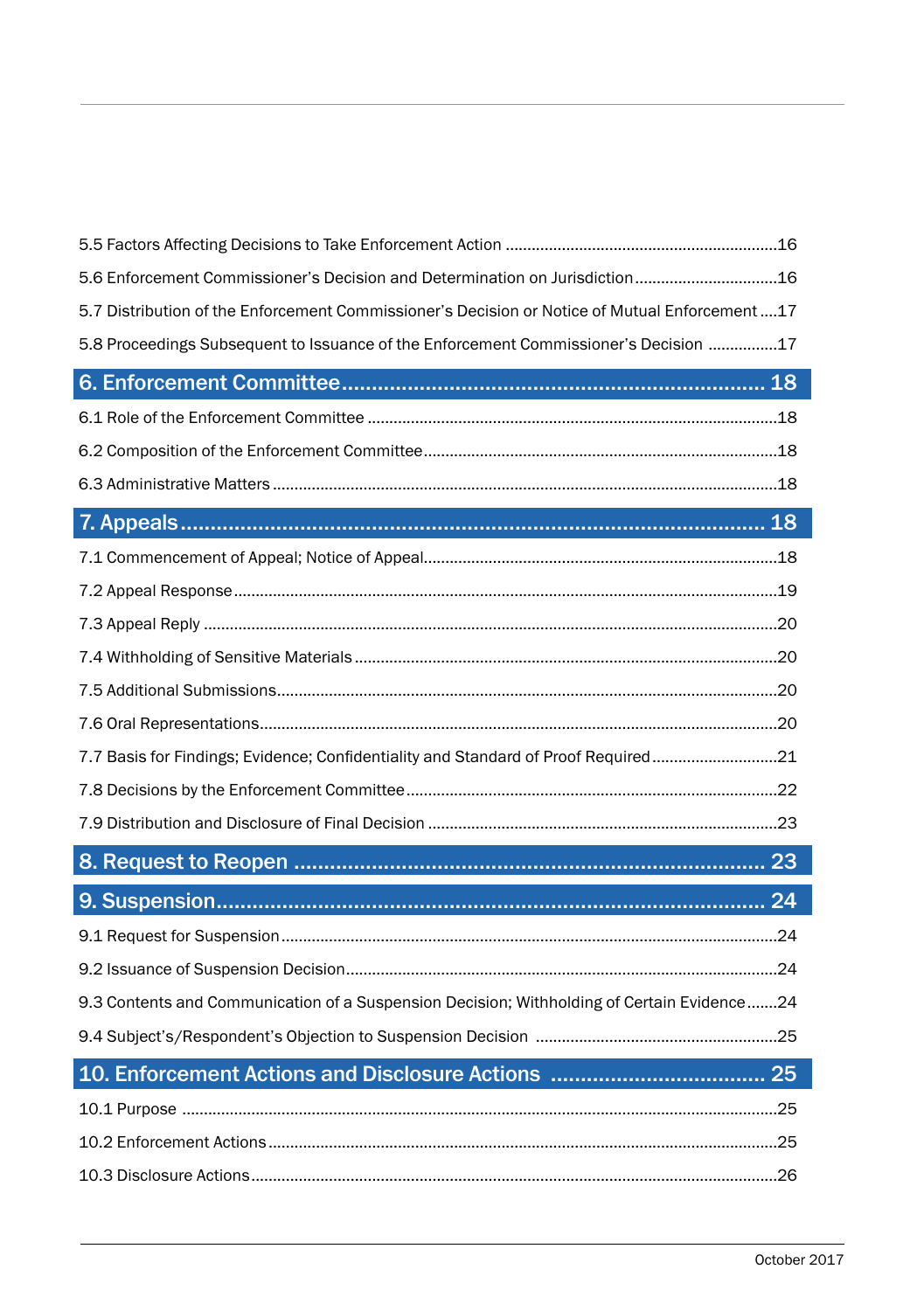5.5 Factors Affecting Decisions to Take Enforcement Action ....16

5.6 Enforcement Commissioner's Decision and Determination on Jurisdiction ....16

5.7 Distribution of the Enforcement Commissioner's Decision or Notice of Mutual Enforcement ....17

5.8 Proceedings Subsequent to Issuance of the Enforcement Commissioner's Decision ....17

## 6. Enforcement Committee .... 18

6.1 Role of the Enforcement Committee ....18

6.2 Composition of the Enforcement Committee ....18

6.3 Administrative Matters ....18

## 7. Appeals .... 18

7.1 Commencement of Appeal; Notice of Appeal ....18

7.2 Appeal Response ....19

7.3 Appeal Reply ....20

7.4 Withholding of Sensitive Materials ....20

7.5 Additional Submissions ....20

7.6 Oral Representations ....20

7.7 Basis for Findings; Evidence; Confidentiality and Standard of Proof Required ....21

7.8 Decisions by the Enforcement Committee ....22

7.9 Distribution and Disclosure of Final Decision ....23

## 8. Request to Reopen .... 23

## 9. Suspension .... 24

9.1 Request for Suspension ....24

9.2 Issuance of Suspension Decision ....24

9.3 Contents and Communication of a Suspension Decision; Withholding of Certain Evidence ....24

9.4 Subject's/Respondent's Objection to Suspension Decision ....25

## 10. Enforcement Actions and Disclosure Actions .... 25

10.1 Purpose ....25

10.2 Enforcement Actions ....25

10.3 Disclosure Actions ....26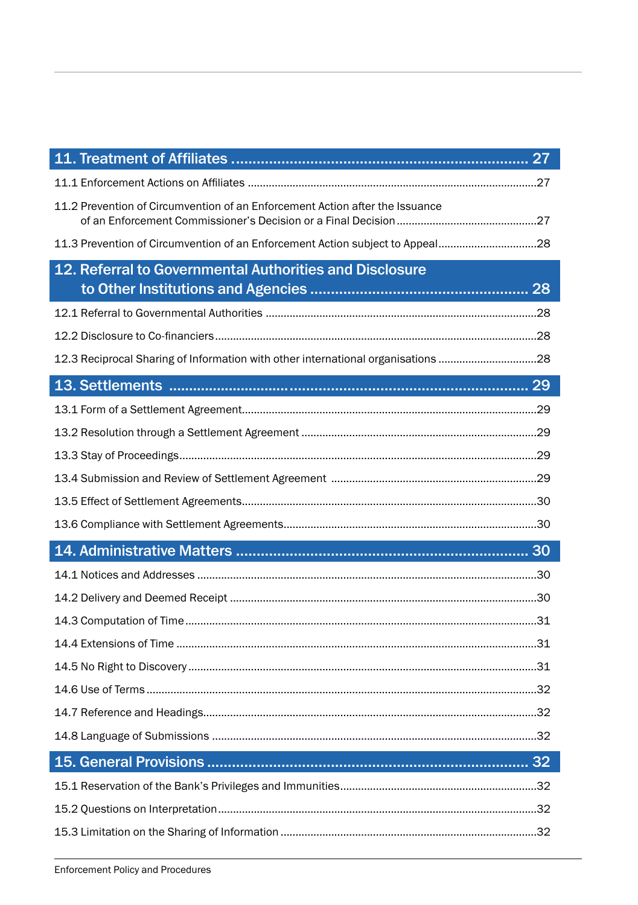**11. Treatment of Affiliates .......... 27**

11.1 Enforcement Actions on Affiliates .......... 27

11.2 Prevention of Circumvention of an Enforcement Action after the Issuance of an Enforcement Commissioner's Decision or a Final Decision .......... 27

11.3 Prevention of Circumvention of an Enforcement Action subject to Appeal .......... 28

**12. Referral to Governmental Authorities and Disclosure to Other Institutions and Agencies .......... 28**

12.1 Referral to Governmental Authorities .......... 28

12.2 Disclosure to Co-financiers .......... 28

12.3 Reciprocal Sharing of Information with other international organisations .......... 28

**13. Settlements .......... 29**

13.1 Form of a Settlement Agreement .......... 29

13.2 Resolution through a Settlement Agreement .......... 29

13.3 Stay of Proceedings .......... 29

13.4 Submission and Review of Settlement Agreement .......... 29

13.5 Effect of Settlement Agreements .......... 30

13.6 Compliance with Settlement Agreements .......... 30

**14. Administrative Matters .......... 30**

14.1 Notices and Addresses .......... 30

14.2 Delivery and Deemed Receipt .......... 30

14.3 Computation of Time .......... 31

14.4 Extensions of Time .......... 31

14.5 No Right to Discovery .......... 31

14.6 Use of Terms .......... 32

14.7 Reference and Headings .......... 32

14.8 Language of Submissions .......... 32

**15. General Provisions .......... 32**

15.1 Reservation of the Bank's Privileges and Immunities .......... 32

15.2 Questions on Interpretation .......... 32

15.3 Limitation on the Sharing of Information .......... 32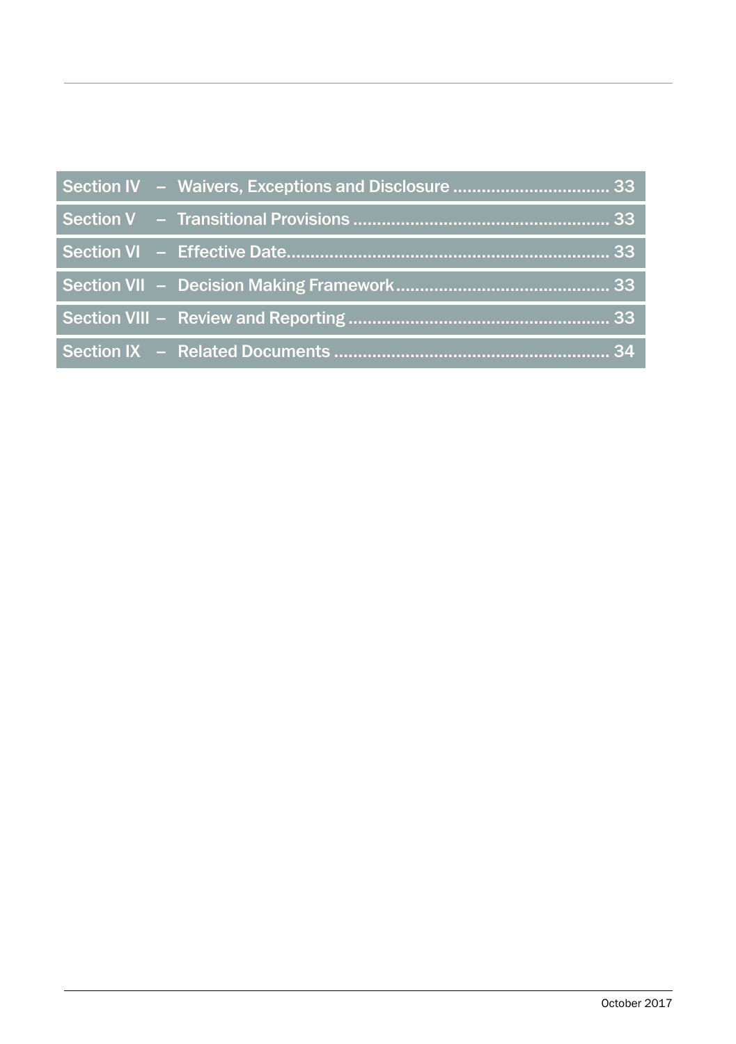Section IV – Waivers, Exceptions and Disclosure ................................ 33

Section V – Transitional Provisions ..................................................... 33

Section VI – Effective Date.................................................................... 33

Section VII – Decision Making Framework............................................ 33

Section VIII – Review and Reporting ...................................................... 33

Section IX – Related Documents ......................................................... 34

October 2017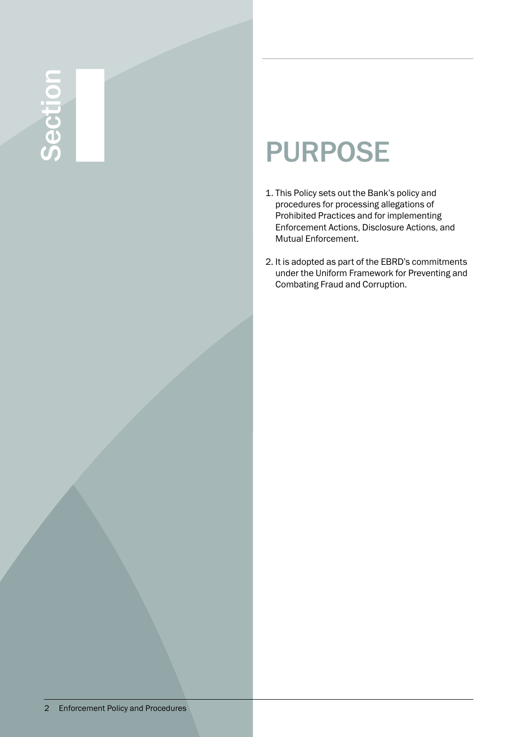# Section I

## PURPOSE

1. This Policy sets out the Bank's policy and procedures for processing allegations of Prohibited Practices and for implementing Enforcement Actions, Disclosure Actions, and Mutual Enforcement.

2. It is adopted as part of the EBRD's commitments under the Uniform Framework for Preventing and Combating Fraud and Corruption.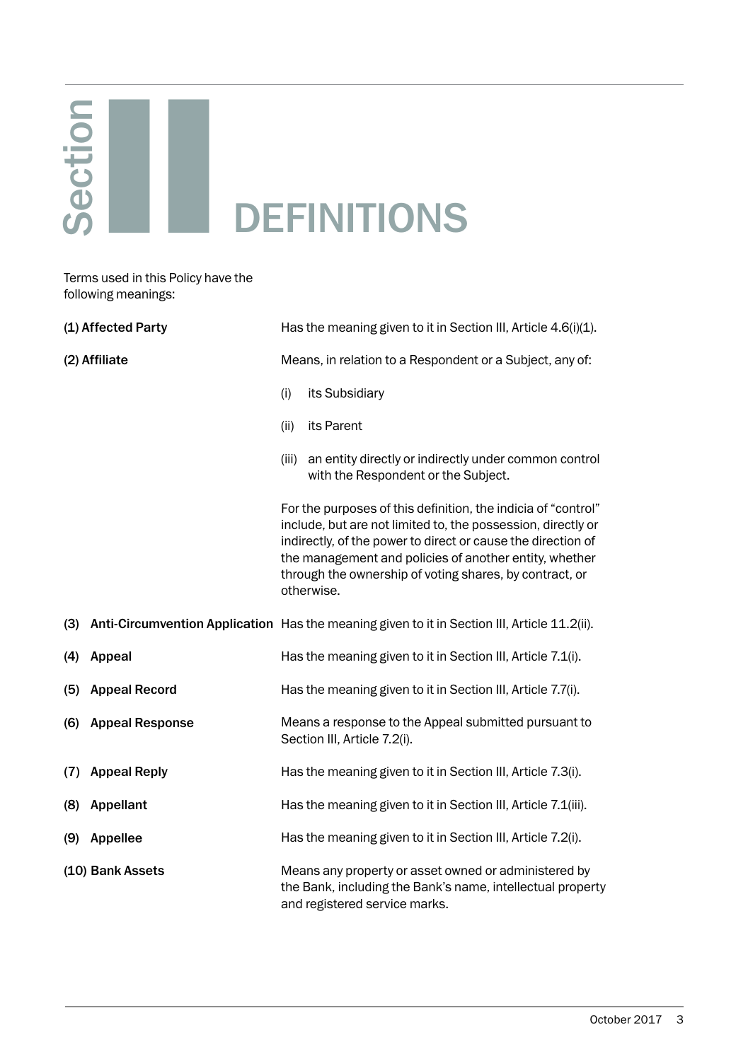# Section II DEFINITIONS

Terms used in this Policy have the following meanings:

**(1) Affected Party** — Has the meaning given to it in Section III, Article 4.6(i)(1).

**(2) Affiliate** — Means, in relation to a Respondent or a Subject, any of:

(i) its Subsidiary

(ii) its Parent

(iii) an entity directly or indirectly under common control with the Respondent or the Subject.

For the purposes of this definition, the indicia of "control" include, but are not limited to, the possession, directly or indirectly, of the power to direct or cause the direction of the management and policies of another entity, whether through the ownership of voting shares, by contract, or otherwise.

**(3) Anti-Circumvention Application** — Has the meaning given to it in Section III, Article 11.2(ii).

**(4) Appeal** — Has the meaning given to it in Section III, Article 7.1(i).

**(5) Appeal Record** — Has the meaning given to it in Section III, Article 7.7(i).

**(6) Appeal Response** — Means a response to the Appeal submitted pursuant to Section III, Article 7.2(i).

**(7) Appeal Reply** — Has the meaning given to it in Section III, Article 7.3(i).

**(8) Appellant** — Has the meaning given to it in Section III, Article 7.1(iii).

**(9) Appellee** — Has the meaning given to it in Section III, Article 7.2(i).

**(10) Bank Assets** — Means any property or asset owned or administered by the Bank, including the Bank's name, intellectual property and registered service marks.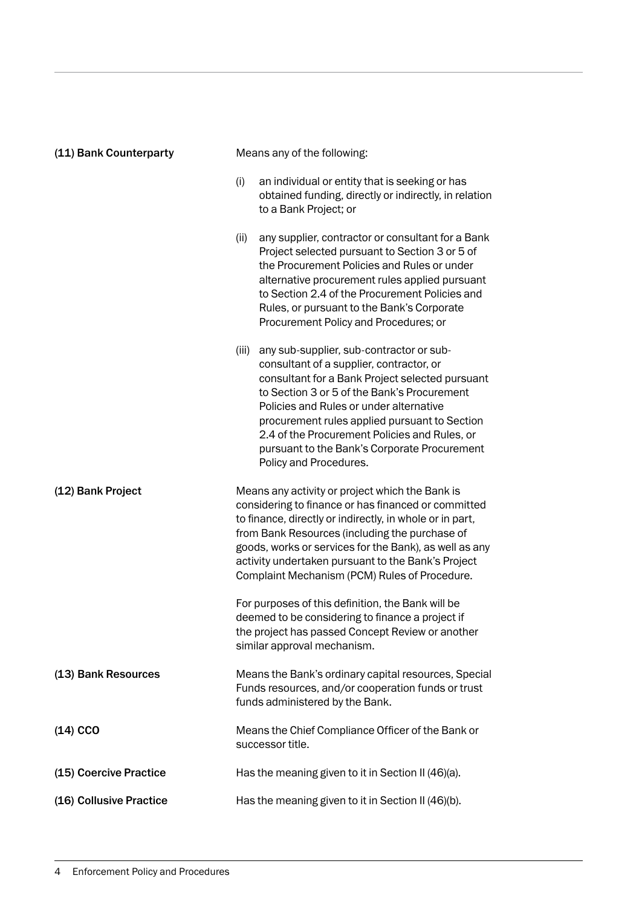**(11) Bank Counterparty**

Means any of the following:

(i) an individual or entity that is seeking or has obtained funding, directly or indirectly, in relation to a Bank Project; or

(ii) any supplier, contractor or consultant for a Bank Project selected pursuant to Section 3 or 5 of the Procurement Policies and Rules or under alternative procurement rules applied pursuant to Section 2.4 of the Procurement Policies and Rules, or pursuant to the Bank's Corporate Procurement Policy and Procedures; or

(iii) any sub-supplier, sub-contractor or sub-consultant of a supplier, contractor, or consultant for a Bank Project selected pursuant to Section 3 or 5 of the Bank's Procurement Policies and Rules or under alternative procurement rules applied pursuant to Section 2.4 of the Procurement Policies and Rules, or pursuant to the Bank's Corporate Procurement Policy and Procedures.

**(12) Bank Project**

Means any activity or project which the Bank is considering to finance or has financed or committed to finance, directly or indirectly, in whole or in part, from Bank Resources (including the purchase of goods, works or services for the Bank), as well as any activity undertaken pursuant to the Bank's Project Complaint Mechanism (PCM) Rules of Procedure.

For purposes of this definition, the Bank will be deemed to be considering to finance a project if the project has passed Concept Review or another similar approval mechanism.

**(13) Bank Resources**

Means the Bank's ordinary capital resources, Special Funds resources, and/or cooperation funds or trust funds administered by the Bank.

**(14) CCO**

Means the Chief Compliance Officer of the Bank or successor title.

**(15) Coercive Practice**

Has the meaning given to it in Section II (46)(a).

**(16) Collusive Practice**

Has the meaning given to it in Section II (46)(b).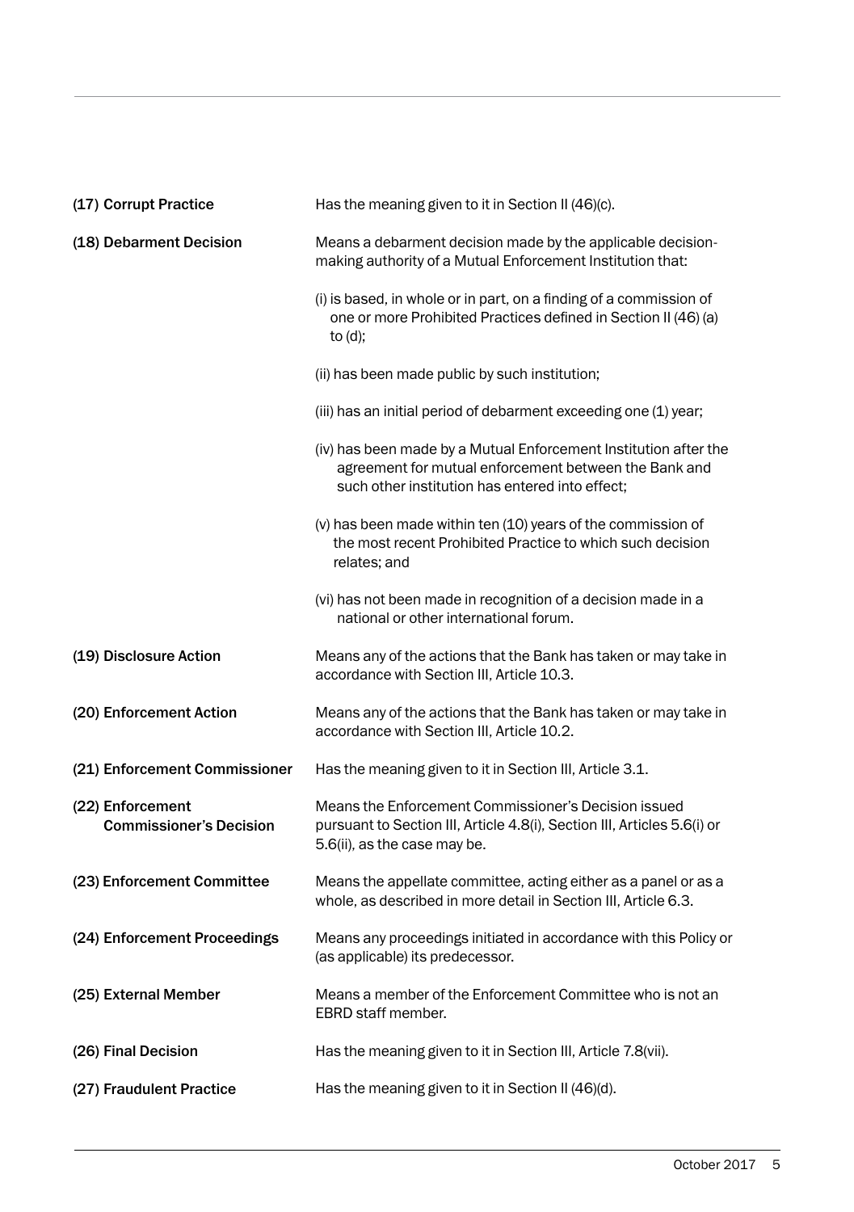**(17) Corrupt Practice**

Has the meaning given to it in Section II (46)(c).

**(18) Debarment Decision**

Means a debarment decision made by the applicable decision-making authority of a Mutual Enforcement Institution that:

(i) is based, in whole or in part, on a finding of a commission of one or more Prohibited Practices defined in Section II (46) (a) to (d);

(ii) has been made public by such institution;

(iii) has an initial period of debarment exceeding one (1) year;

(iv) has been made by a Mutual Enforcement Institution after the agreement for mutual enforcement between the Bank and such other institution has entered into effect;

(v) has been made within ten (10) years of the commission of the most recent Prohibited Practice to which such decision relates; and

(vi) has not been made in recognition of a decision made in a national or other international forum.

**(19) Disclosure Action**

Means any of the actions that the Bank has taken or may take in accordance with Section III, Article 10.3.

**(20) Enforcement Action**

Means any of the actions that the Bank has taken or may take in accordance with Section III, Article 10.2.

**(21) Enforcement Commissioner**

Has the meaning given to it in Section III, Article 3.1.

**(22) Enforcement Commissioner's Decision**

Means the Enforcement Commissioner's Decision issued pursuant to Section III, Article 4.8(i), Section III, Articles 5.6(i) or 5.6(ii), as the case may be.

**(23) Enforcement Committee**

Means the appellate committee, acting either as a panel or as a whole, as described in more detail in Section III, Article 6.3.

**(24) Enforcement Proceedings**

Means any proceedings initiated in accordance with this Policy or (as applicable) its predecessor.

**(25) External Member**

Means a member of the Enforcement Committee who is not an EBRD staff member.

**(26) Final Decision**

Has the meaning given to it in Section III, Article 7.8(vii).

**(27) Fraudulent Practice**

Has the meaning given to it in Section II (46)(d).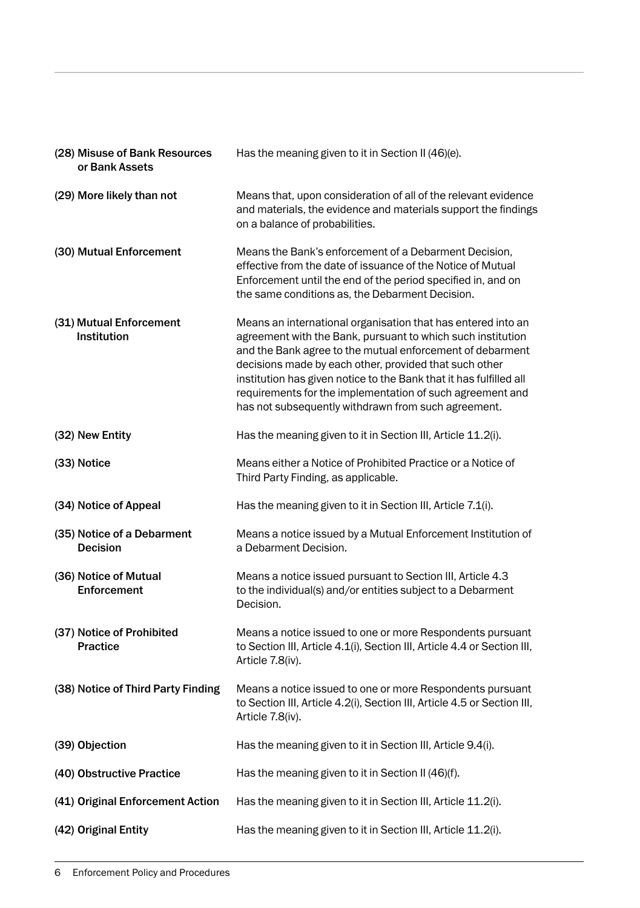| | |
|---|---|
| **(28) Misuse of Bank Resources or Bank Assets** | Has the meaning given to it in Section II (46)(e). |
| **(29) More likely than not** | Means that, upon consideration of all of the relevant evidence and materials, the evidence and materials support the findings on a balance of probabilities. |
| **(30) Mutual Enforcement** | Means the Bank's enforcement of a Debarment Decision, effective from the date of issuance of the Notice of Mutual Enforcement until the end of the period specified in, and on the same conditions as, the Debarment Decision. |
| **(31) Mutual Enforcement Institution** | Means an international organisation that has entered into an agreement with the Bank, pursuant to which such institution and the Bank agree to the mutual enforcement of debarment decisions made by each other, provided that such other institution has given notice to the Bank that it has fulfilled all requirements for the implementation of such agreement and has not subsequently withdrawn from such agreement. |
| **(32) New Entity** | Has the meaning given to it in Section III, Article 11.2(i). |
| **(33) Notice** | Means either a Notice of Prohibited Practice or a Notice of Third Party Finding, as applicable. |
| **(34) Notice of Appeal** | Has the meaning given to it in Section III, Article 7.1(i). |
| **(35) Notice of a Debarment Decision** | Means a notice issued by a Mutual Enforcement Institution of a Debarment Decision. |
| **(36) Notice of Mutual Enforcement** | Means a notice issued pursuant to Section III, Article 4.3 to the individual(s) and/or entities subject to a Debarment Decision. |
| **(37) Notice of Prohibited Practice** | Means a notice issued to one or more Respondents pursuant to Section III, Article 4.1(i), Section III, Article 4.4 or Section III, Article 7.8(iv). |
| **(38) Notice of Third Party Finding** | Means a notice issued to one or more Respondents pursuant to Section III, Article 4.2(i), Section III, Article 4.5 or Section III, Article 7.8(iv). |
| **(39) Objection** | Has the meaning given to it in Section III, Article 9.4(i). |
| **(40) Obstructive Practice** | Has the meaning given to it in Section II (46)(f). |
| **(41) Original Enforcement Action** | Has the meaning given to it in Section III, Article 11.2(i). |
| **(42) Original Entity** | Has the meaning given to it in Section III, Article 11.2(i). |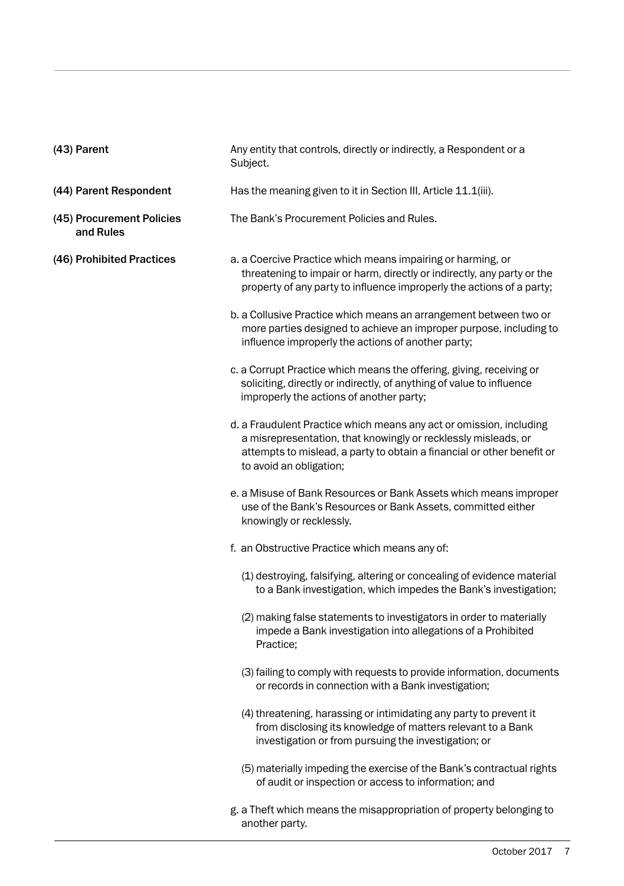**(43) Parent**

Any entity that controls, directly or indirectly, a Respondent or a Subject.

**(44) Parent Respondent**

Has the meaning given to it in Section III, Article 11.1(iii).

**(45) Procurement Policies and Rules**

The Bank's Procurement Policies and Rules.

**(46) Prohibited Practices**

a. a Coercive Practice which means impairing or harming, or threatening to impair or harm, directly or indirectly, any party or the property of any party to influence improperly the actions of a party;

b. a Collusive Practice which means an arrangement between two or more parties designed to achieve an improper purpose, including to influence improperly the actions of another party;

c. a Corrupt Practice which means the offering, giving, receiving or soliciting, directly or indirectly, of anything of value to influence improperly the actions of another party;

d. a Fraudulent Practice which means any act or omission, including a misrepresentation, that knowingly or recklessly misleads, or attempts to mislead, a party to obtain a financial or other benefit or to avoid an obligation;

e. a Misuse of Bank Resources or Bank Assets which means improper use of the Bank's Resources or Bank Assets, committed either knowingly or recklessly.

f. an Obstructive Practice which means any of:

(1) destroying, falsifying, altering or concealing of evidence material to a Bank investigation, which impedes the Bank's investigation;

(2) making false statements to investigators in order to materially impede a Bank investigation into allegations of a Prohibited Practice;

(3) failing to comply with requests to provide information, documents or records in connection with a Bank investigation;

(4) threatening, harassing or intimidating any party to prevent it from disclosing its knowledge of matters relevant to a Bank investigation or from pursuing the investigation; or

(5) materially impeding the exercise of the Bank's contractual rights of audit or inspection or access to information; and

g. a Theft which means the misappropriation of property belonging to another party.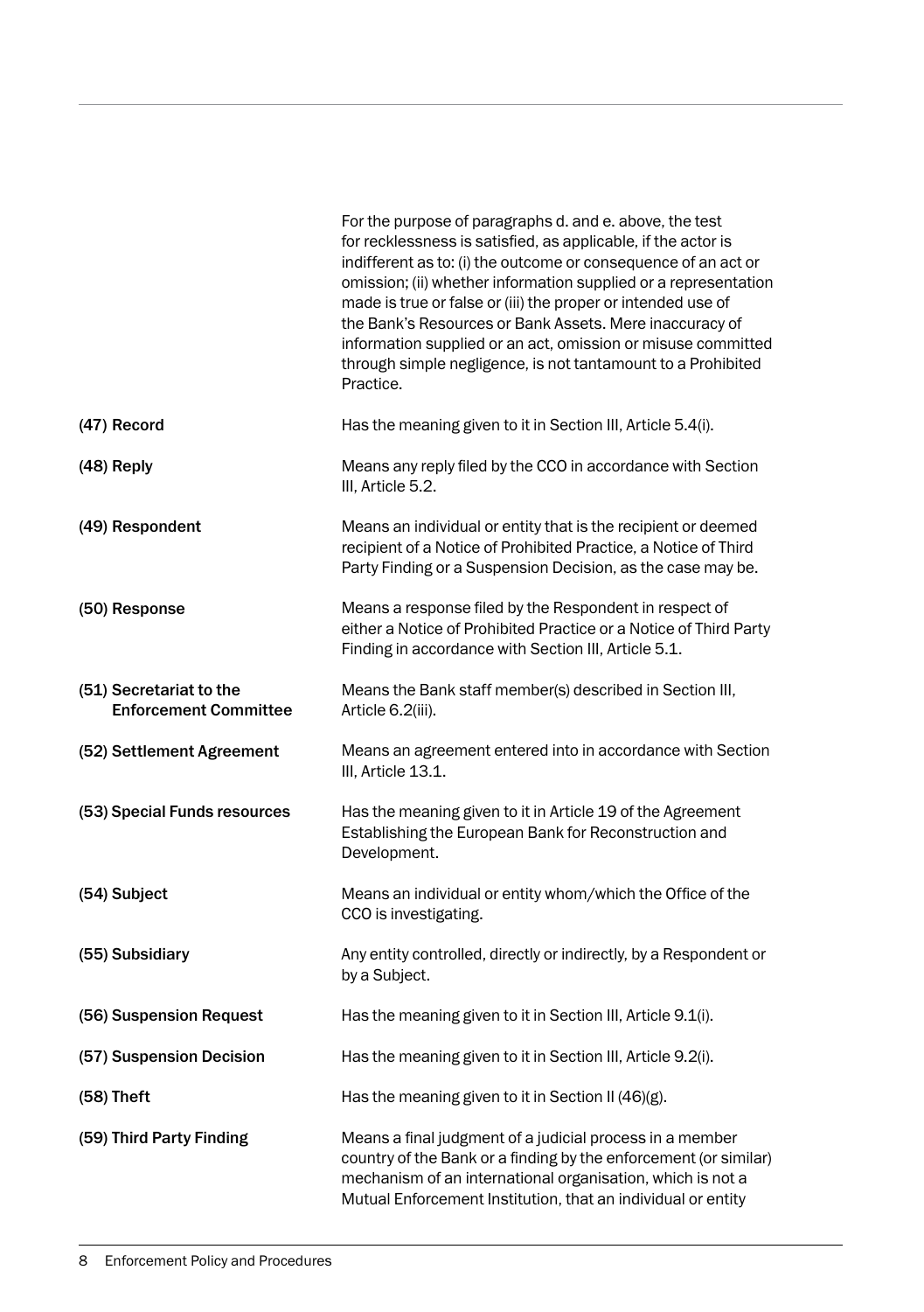For the purpose of paragraphs d. and e. above, the test for recklessness is satisfied, as applicable, if the actor is indifferent as to: (i) the outcome or consequence of an act or omission; (ii) whether information supplied or a representation made is true or false or (iii) the proper or intended use of the Bank's Resources or Bank Assets. Mere inaccuracy of information supplied or an act, omission or misuse committed through simple negligence, is not tantamount to a Prohibited Practice.

**(47) Record** Has the meaning given to it in Section III, Article 5.4(i).

**(48) Reply** Means any reply filed by the CCO in accordance with Section III, Article 5.2.

**(49) Respondent** Means an individual or entity that is the recipient or deemed recipient of a Notice of Prohibited Practice, a Notice of Third Party Finding or a Suspension Decision, as the case may be.

**(50) Response** Means a response filed by the Respondent in respect of either a Notice of Prohibited Practice or a Notice of Third Party Finding in accordance with Section III, Article 5.1.

**(51) Secretariat to the Enforcement Committee** Means the Bank staff member(s) described in Section III, Article 6.2(iii).

**(52) Settlement Agreement** Means an agreement entered into in accordance with Section III, Article 13.1.

**(53) Special Funds resources** Has the meaning given to it in Article 19 of the Agreement Establishing the European Bank for Reconstruction and Development.

**(54) Subject** Means an individual or entity whom/which the Office of the CCO is investigating.

**(55) Subsidiary** Any entity controlled, directly or indirectly, by a Respondent or by a Subject.

**(56) Suspension Request** Has the meaning given to it in Section III, Article 9.1(i).

**(57) Suspension Decision** Has the meaning given to it in Section III, Article 9.2(i).

**(58) Theft** Has the meaning given to it in Section II (46)(g).

**(59) Third Party Finding** Means a final judgment of a judicial process in a member country of the Bank or a finding by the enforcement (or similar) mechanism of an international organisation, which is not a Mutual Enforcement Institution, that an individual or entity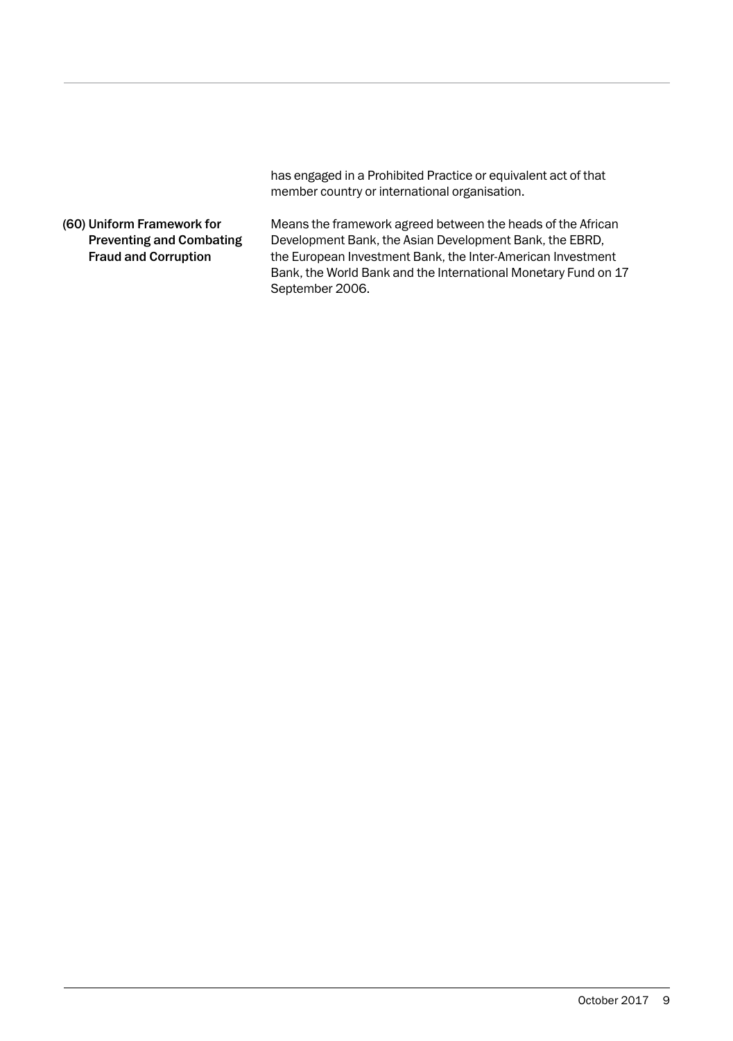has engaged in a Prohibited Practice or equivalent act of that member country or international organisation.

**(60) Uniform Framework for Preventing and Combating Fraud and Corruption**

Means the framework agreed between the heads of the African Development Bank, the Asian Development Bank, the EBRD, the European Investment Bank, the Inter-American Investment Bank, the World Bank and the International Monetary Fund on 17 September 2006.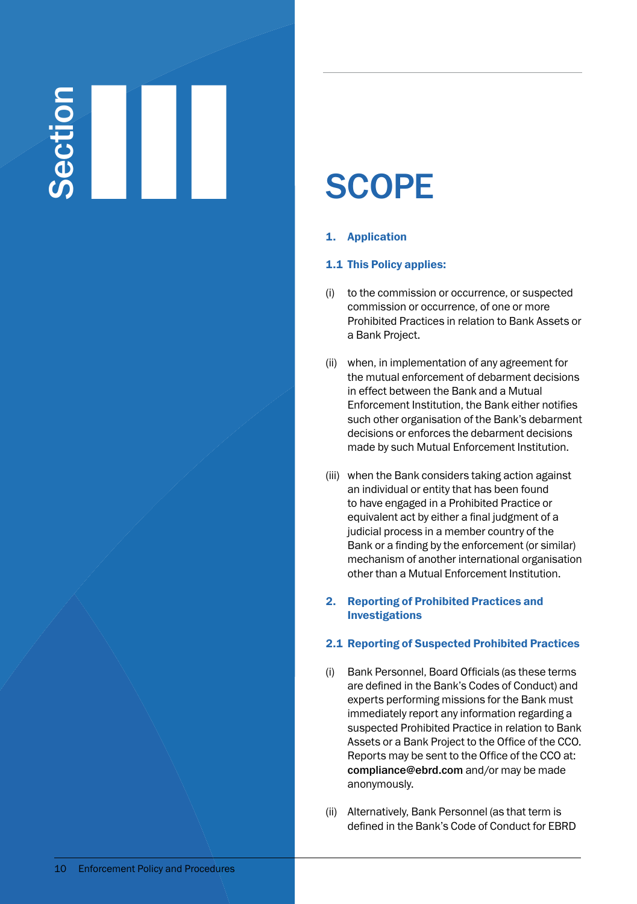# Section III

# SCOPE

## 1. Application

### 1.1 This Policy applies:

(i) to the commission or occurrence, or suspected commission or occurrence, of one or more Prohibited Practices in relation to Bank Assets or a Bank Project.

(ii) when, in implementation of any agreement for the mutual enforcement of debarment decisions in effect between the Bank and a Mutual Enforcement Institution, the Bank either notifies such other organisation of the Bank's debarment decisions or enforces the debarment decisions made by such Mutual Enforcement Institution.

(iii) when the Bank considers taking action against an individual or entity that has been found to have engaged in a Prohibited Practice or equivalent act by either a final judgment of a judicial process in a member country of the Bank or a finding by the enforcement (or similar) mechanism of another international organisation other than a Mutual Enforcement Institution.

## 2. Reporting of Prohibited Practices and Investigations

### 2.1 Reporting of Suspected Prohibited Practices

(i) Bank Personnel, Board Officials (as these terms are defined in the Bank's Codes of Conduct) and experts performing missions for the Bank must immediately report any information regarding a suspected Prohibited Practice in relation to Bank Assets or a Bank Project to the Office of the CCO. Reports may be sent to the Office of the CCO at: **compliance@ebrd.com** and/or may be made anonymously.

(ii) Alternatively, Bank Personnel (as that term is defined in the Bank's Code of Conduct for EBRD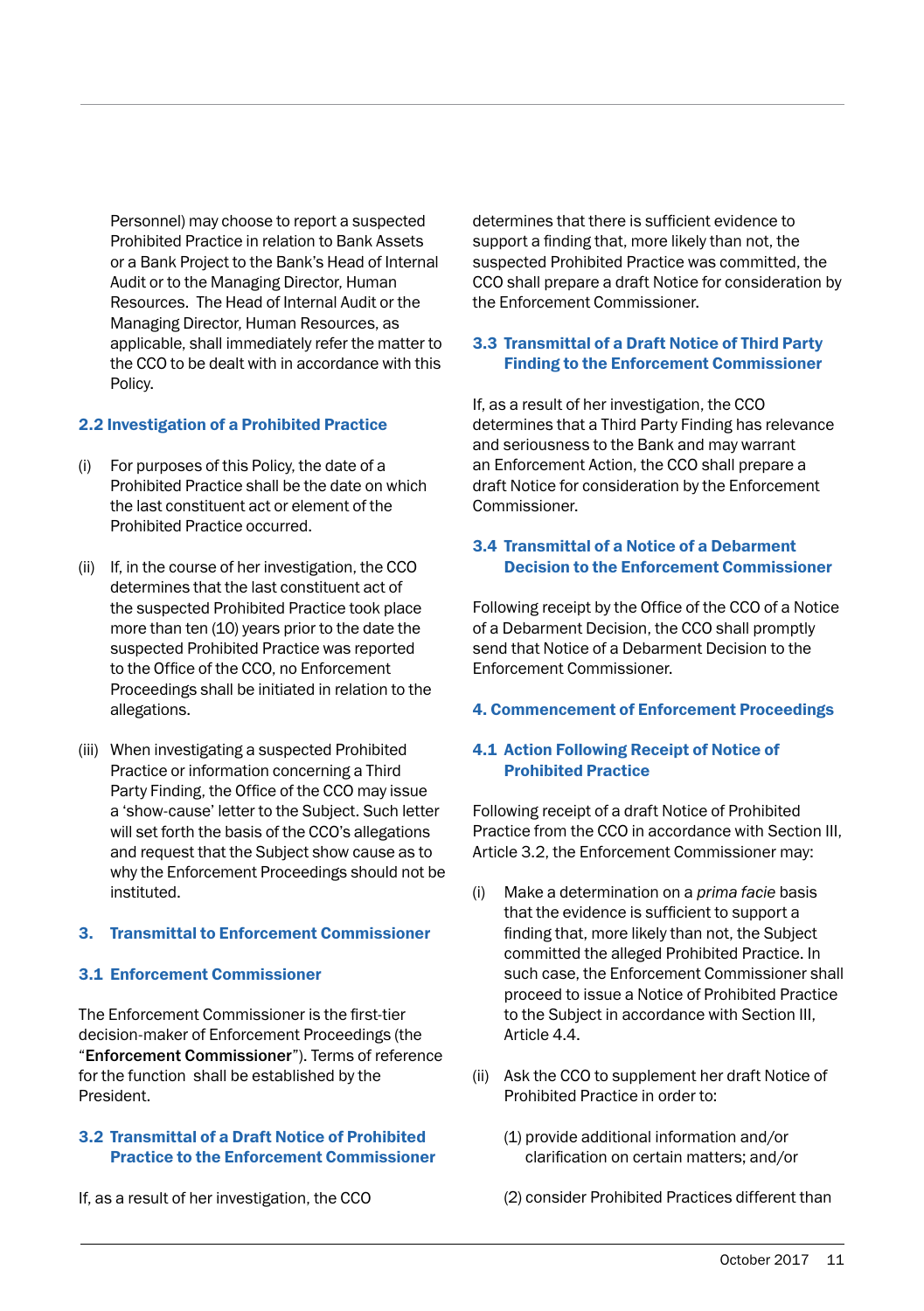Personnel) may choose to report a suspected Prohibited Practice in relation to Bank Assets or a Bank Project to the Bank's Head of Internal Audit or to the Managing Director, Human Resources. The Head of Internal Audit or the Managing Director, Human Resources, as applicable, shall immediately refer the matter to the CCO to be dealt with in accordance with this Policy.

### 2.2 Investigation of a Prohibited Practice

(i) For purposes of this Policy, the date of a Prohibited Practice shall be the date on which the last constituent act or element of the Prohibited Practice occurred.

(ii) If, in the course of her investigation, the CCO determines that the last constituent act of the suspected Prohibited Practice took place more than ten (10) years prior to the date the suspected Prohibited Practice was reported to the Office of the CCO, no Enforcement Proceedings shall be initiated in relation to the allegations.

(iii) When investigating a suspected Prohibited Practice or information concerning a Third Party Finding, the Office of the CCO may issue a 'show-cause' letter to the Subject. Such letter will set forth the basis of the CCO's allegations and request that the Subject show cause as to why the Enforcement Proceedings should not be instituted.

## 3. Transmittal to Enforcement Commissioner

### 3.1 Enforcement Commissioner

The Enforcement Commissioner is the first-tier decision-maker of Enforcement Proceedings (the "**Enforcement Commissioner**"). Terms of reference for the function shall be established by the President.

### 3.2 Transmittal of a Draft Notice of Prohibited Practice to the Enforcement Commissioner

If, as a result of her investigation, the CCO determines that there is sufficient evidence to support a finding that, more likely than not, the suspected Prohibited Practice was committed, the CCO shall prepare a draft Notice for consideration by the Enforcement Commissioner.

### 3.3 Transmittal of a Draft Notice of Third Party Finding to the Enforcement Commissioner

If, as a result of her investigation, the CCO determines that a Third Party Finding has relevance and seriousness to the Bank and may warrant an Enforcement Action, the CCO shall prepare a draft Notice for consideration by the Enforcement Commissioner.

### 3.4 Transmittal of a Notice of a Debarment Decision to the Enforcement Commissioner

Following receipt by the Office of the CCO of a Notice of a Debarment Decision, the CCO shall promptly send that Notice of a Debarment Decision to the Enforcement Commissioner.

## 4. Commencement of Enforcement Proceedings

### 4.1 Action Following Receipt of Notice of Prohibited Practice

Following receipt of a draft Notice of Prohibited Practice from the CCO in accordance with Section III, Article 3.2, the Enforcement Commissioner may:

(i) Make a determination on a *prima facie* basis that the evidence is sufficient to support a finding that, more likely than not, the Subject committed the alleged Prohibited Practice. In such case, the Enforcement Commissioner shall proceed to issue a Notice of Prohibited Practice to the Subject in accordance with Section III, Article 4.4.

(ii) Ask the CCO to supplement her draft Notice of Prohibited Practice in order to:

(1) provide additional information and/or clarification on certain matters; and/or

(2) consider Prohibited Practices different than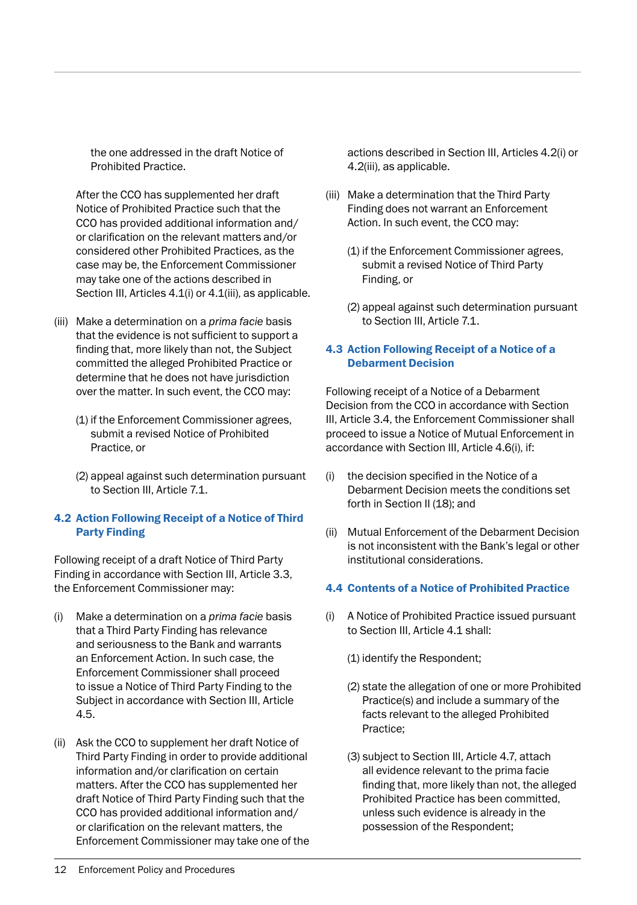the one addressed in the draft Notice of Prohibited Practice.

After the CCO has supplemented her draft Notice of Prohibited Practice such that the CCO has provided additional information and/or clarification on the relevant matters and/or considered other Prohibited Practices, as the case may be, the Enforcement Commissioner may take one of the actions described in Section III, Articles 4.1(i) or 4.1(iii), as applicable.

(iii) Make a determination on a *prima facie* basis that the evidence is not sufficient to support a finding that, more likely than not, the Subject committed the alleged Prohibited Practice or determine that he does not have jurisdiction over the matter. In such event, the CCO may:

(1) if the Enforcement Commissioner agrees, submit a revised Notice of Prohibited Practice, or

(2) appeal against such determination pursuant to Section III, Article 7.1.

### 4.2 Action Following Receipt of a Notice of Third Party Finding

Following receipt of a draft Notice of Third Party Finding in accordance with Section III, Article 3.3, the Enforcement Commissioner may:

(i) Make a determination on a *prima facie* basis that a Third Party Finding has relevance and seriousness to the Bank and warrants an Enforcement Action. In such case, the Enforcement Commissioner shall proceed to issue a Notice of Third Party Finding to the Subject in accordance with Section III, Article 4.5.

(ii) Ask the CCO to supplement her draft Notice of Third Party Finding in order to provide additional information and/or clarification on certain matters. After the CCO has supplemented her draft Notice of Third Party Finding such that the CCO has provided additional information and/or clarification on the relevant matters, the Enforcement Commissioner may take one of the actions described in Section III, Articles 4.2(i) or 4.2(iii), as applicable.

(iii) Make a determination that the Third Party Finding does not warrant an Enforcement Action. In such event, the CCO may:

(1) if the Enforcement Commissioner agrees, submit a revised Notice of Third Party Finding, or

(2) appeal against such determination pursuant to Section III, Article 7.1.

### 4.3 Action Following Receipt of a Notice of a Debarment Decision

Following receipt of a Notice of a Debarment Decision from the CCO in accordance with Section III, Article 3.4, the Enforcement Commissioner shall proceed to issue a Notice of Mutual Enforcement in accordance with Section III, Article 4.6(i), if:

(i) the decision specified in the Notice of a Debarment Decision meets the conditions set forth in Section II (18); and

(ii) Mutual Enforcement of the Debarment Decision is not inconsistent with the Bank's legal or other institutional considerations.

### 4.4 Contents of a Notice of Prohibited Practice

(i) A Notice of Prohibited Practice issued pursuant to Section III, Article 4.1 shall:

(1) identify the Respondent;

(2) state the allegation of one or more Prohibited Practice(s) and include a summary of the facts relevant to the alleged Prohibited Practice;

(3) subject to Section III, Article 4.7, attach all evidence relevant to the prima facie finding that, more likely than not, the alleged Prohibited Practice has been committed, unless such evidence is already in the possession of the Respondent;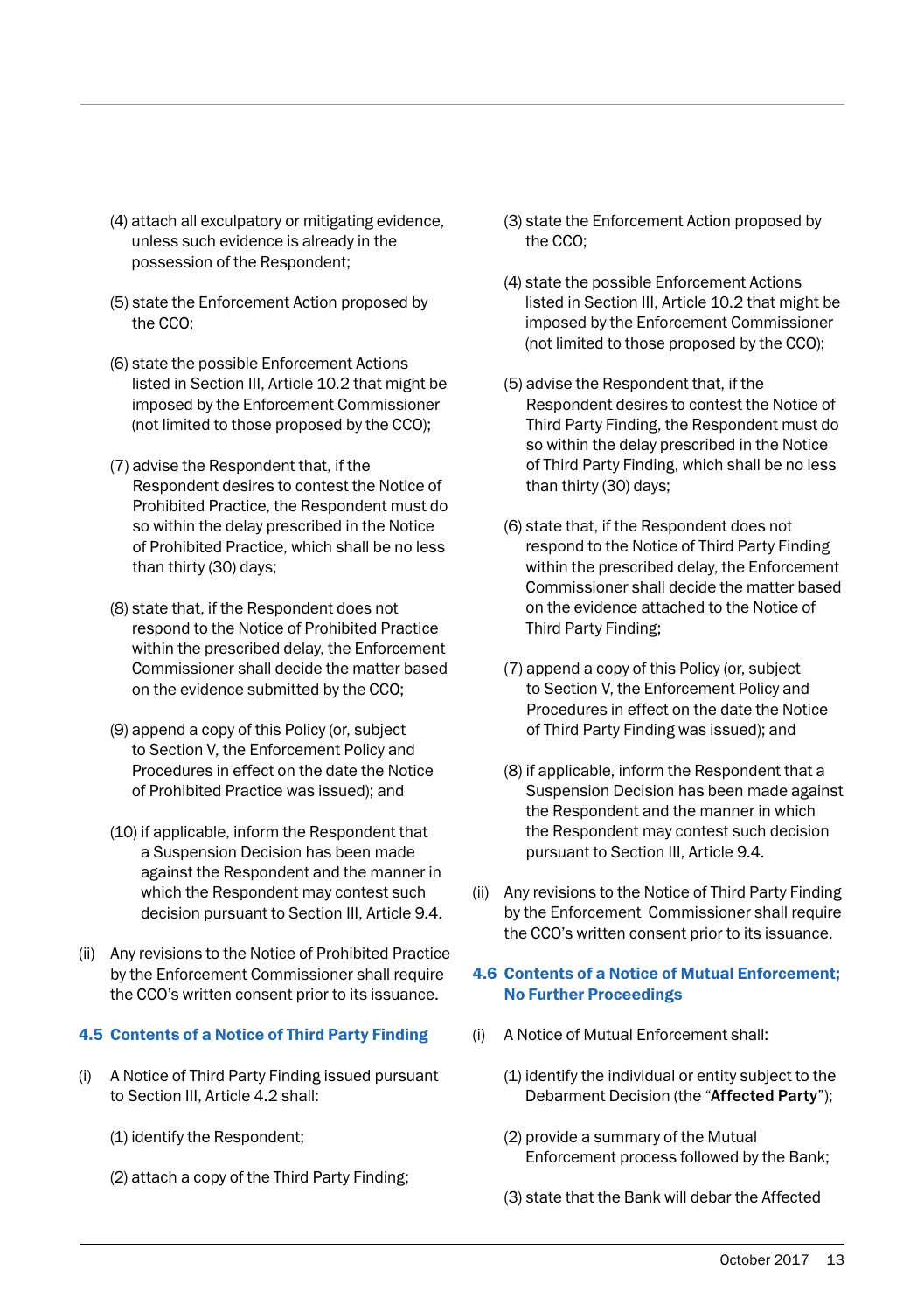(4) attach all exculpatory or mitigating evidence, unless such evidence is already in the possession of the Respondent;

(5) state the Enforcement Action proposed by the CCO;

(6) state the possible Enforcement Actions listed in Section III, Article 10.2 that might be imposed by the Enforcement Commissioner (not limited to those proposed by the CCO);

(7) advise the Respondent that, if the Respondent desires to contest the Notice of Prohibited Practice, the Respondent must do so within the delay prescribed in the Notice of Prohibited Practice, which shall be no less than thirty (30) days;

(8) state that, if the Respondent does not respond to the Notice of Prohibited Practice within the prescribed delay, the Enforcement Commissioner shall decide the matter based on the evidence submitted by the CCO;

(9) append a copy of this Policy (or, subject to Section V, the Enforcement Policy and Procedures in effect on the date the Notice of Prohibited Practice was issued); and

(10) if applicable, inform the Respondent that a Suspension Decision has been made against the Respondent and the manner in which the Respondent may contest such decision pursuant to Section III, Article 9.4.

(ii) Any revisions to the Notice of Prohibited Practice by the Enforcement Commissioner shall require the CCO's written consent prior to its issuance.

### 4.5 Contents of a Notice of Third Party Finding

(i) A Notice of Third Party Finding issued pursuant to Section III, Article 4.2 shall:

(1) identify the Respondent;

(2) attach a copy of the Third Party Finding;

(3) state the Enforcement Action proposed by the CCO;

(4) state the possible Enforcement Actions listed in Section III, Article 10.2 that might be imposed by the Enforcement Commissioner (not limited to those proposed by the CCO);

(5) advise the Respondent that, if the Respondent desires to contest the Notice of Third Party Finding, the Respondent must do so within the delay prescribed in the Notice of Third Party Finding, which shall be no less than thirty (30) days;

(6) state that, if the Respondent does not respond to the Notice of Third Party Finding within the prescribed delay, the Enforcement Commissioner shall decide the matter based on the evidence attached to the Notice of Third Party Finding;

(7) append a copy of this Policy (or, subject to Section V, the Enforcement Policy and Procedures in effect on the date the Notice of Third Party Finding was issued); and

(8) if applicable, inform the Respondent that a Suspension Decision has been made against the Respondent and the manner in which the Respondent may contest such decision pursuant to Section III, Article 9.4.

(ii) Any revisions to the Notice of Third Party Finding by the Enforcement Commissioner shall require the CCO's written consent prior to its issuance.

### 4.6 Contents of a Notice of Mutual Enforcement; No Further Proceedings

(i) A Notice of Mutual Enforcement shall:

(1) identify the individual or entity subject to the Debarment Decision (the "**Affected Party**");

(2) provide a summary of the Mutual Enforcement process followed by the Bank;

(3) state that the Bank will debar the Affected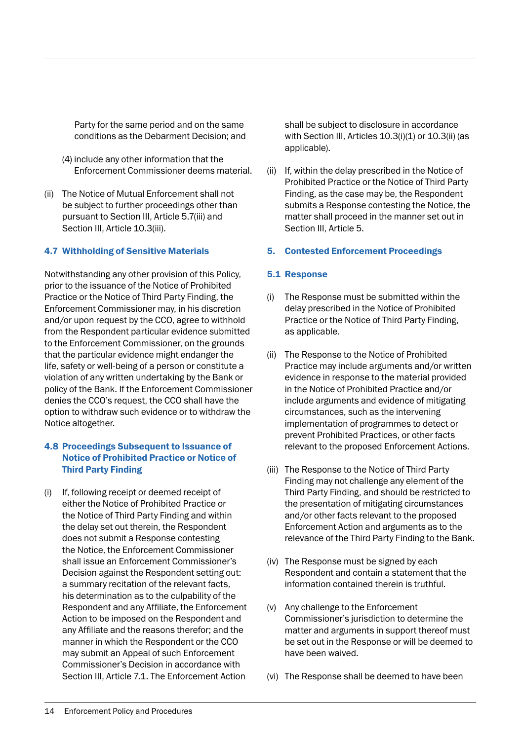Party for the same period and on the same conditions as the Debarment Decision; and

(4) include any other information that the Enforcement Commissioner deems material.

(ii) The Notice of Mutual Enforcement shall not be subject to further proceedings other than pursuant to Section III, Article 5.7(iii) and Section III, Article 10.3(iii).

### 4.7 Withholding of Sensitive Materials

Notwithstanding any other provision of this Policy, prior to the issuance of the Notice of Prohibited Practice or the Notice of Third Party Finding, the Enforcement Commissioner may, in his discretion and/or upon request by the CCO, agree to withhold from the Respondent particular evidence submitted to the Enforcement Commissioner, on the grounds that the particular evidence might endanger the life, safety or well-being of a person or constitute a violation of any written undertaking by the Bank or policy of the Bank. If the Enforcement Commissioner denies the CCO's request, the CCO shall have the option to withdraw such evidence or to withdraw the Notice altogether.

### 4.8 Proceedings Subsequent to Issuance of Notice of Prohibited Practice or Notice of Third Party Finding

(i) If, following receipt or deemed receipt of either the Notice of Prohibited Practice or the Notice of Third Party Finding and within the delay set out therein, the Respondent does not submit a Response contesting the Notice, the Enforcement Commissioner shall issue an Enforcement Commissioner's Decision against the Respondent setting out: a summary recitation of the relevant facts, his determination as to the culpability of the Respondent and any Affiliate, the Enforcement Action to be imposed on the Respondent and any Affiliate and the reasons therefor; and the manner in which the Respondent or the CCO may submit an Appeal of such Enforcement Commissioner's Decision in accordance with Section III, Article 7.1. The Enforcement Action shall be subject to disclosure in accordance with Section III, Articles 10.3(i)(1) or 10.3(ii) (as applicable).

(ii) If, within the delay prescribed in the Notice of Prohibited Practice or the Notice of Third Party Finding, as the case may be, the Respondent submits a Response contesting the Notice, the matter shall proceed in the manner set out in Section III, Article 5.

## 5. Contested Enforcement Proceedings

### 5.1 Response

(i) The Response must be submitted within the delay prescribed in the Notice of Prohibited Practice or the Notice of Third Party Finding, as applicable.

(ii) The Response to the Notice of Prohibited Practice may include arguments and/or written evidence in response to the material provided in the Notice of Prohibited Practice and/or include arguments and evidence of mitigating circumstances, such as the intervening implementation of programmes to detect or prevent Prohibited Practices, or other facts relevant to the proposed Enforcement Actions.

(iii) The Response to the Notice of Third Party Finding may not challenge any element of the Third Party Finding, and should be restricted to the presentation of mitigating circumstances and/or other facts relevant to the proposed Enforcement Action and arguments as to the relevance of the Third Party Finding to the Bank.

(iv) The Response must be signed by each Respondent and contain a statement that the information contained therein is truthful.

(v) Any challenge to the Enforcement Commissioner's jurisdiction to determine the matter and arguments in support thereof must be set out in the Response or will be deemed to have been waived.

(vi) The Response shall be deemed to have been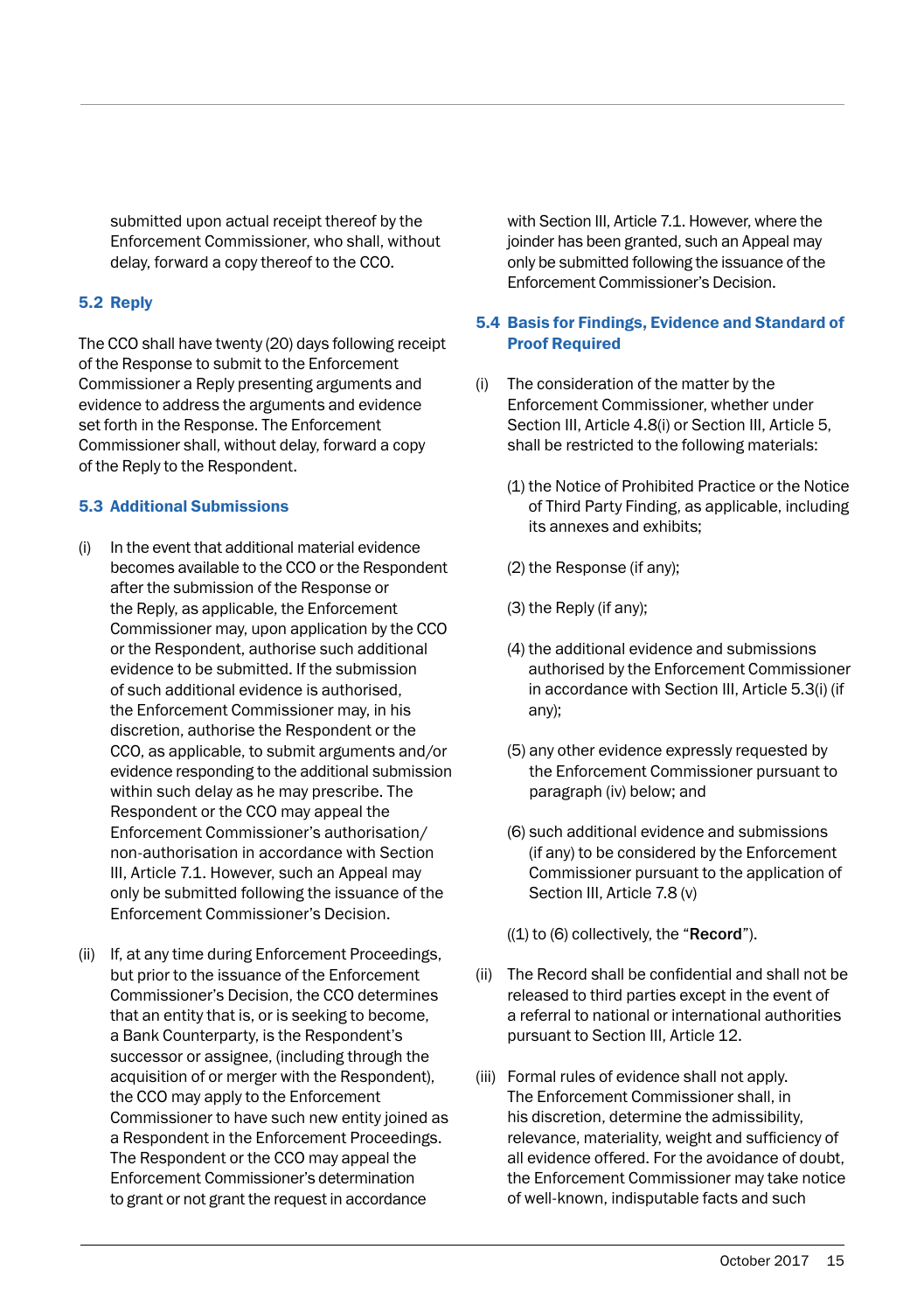submitted upon actual receipt thereof by the Enforcement Commissioner, who shall, without delay, forward a copy thereof to the CCO.

### 5.2 Reply

The CCO shall have twenty (20) days following receipt of the Response to submit to the Enforcement Commissioner a Reply presenting arguments and evidence to address the arguments and evidence set forth in the Response. The Enforcement Commissioner shall, without delay, forward a copy of the Reply to the Respondent.

### 5.3 Additional Submissions

(i) In the event that additional material evidence becomes available to the CCO or the Respondent after the submission of the Response or the Reply, as applicable, the Enforcement Commissioner may, upon application by the CCO or the Respondent, authorise such additional evidence to be submitted. If the submission of such additional evidence is authorised, the Enforcement Commissioner may, in his discretion, authorise the Respondent or the CCO, as applicable, to submit arguments and/or evidence responding to the additional submission within such delay as he may prescribe. The Respondent or the CCO may appeal the Enforcement Commissioner's authorisation/non-authorisation in accordance with Section III, Article 7.1. However, such an Appeal may only be submitted following the issuance of the Enforcement Commissioner's Decision.

(ii) If, at any time during Enforcement Proceedings, but prior to the issuance of the Enforcement Commissioner's Decision, the CCO determines that an entity that is, or is seeking to become, a Bank Counterparty, is the Respondent's successor or assignee, (including through the acquisition of or merger with the Respondent), the CCO may apply to the Enforcement Commissioner to have such new entity joined as a Respondent in the Enforcement Proceedings. The Respondent or the CCO may appeal the Enforcement Commissioner's determination to grant or not grant the request in accordance with Section III, Article 7.1. However, where the joinder has been granted, such an Appeal may only be submitted following the issuance of the Enforcement Commissioner's Decision.

### 5.4 Basis for Findings, Evidence and Standard of Proof Required

(i) The consideration of the matter by the Enforcement Commissioner, whether under Section III, Article 4.8(i) or Section III, Article 5, shall be restricted to the following materials:

(1) the Notice of Prohibited Practice or the Notice of Third Party Finding, as applicable, including its annexes and exhibits;

(2) the Response (if any);

(3) the Reply (if any);

(4) the additional evidence and submissions authorised by the Enforcement Commissioner in accordance with Section III, Article 5.3(i) (if any);

(5) any other evidence expressly requested by the Enforcement Commissioner pursuant to paragraph (iv) below; and

(6) such additional evidence and submissions (if any) to be considered by the Enforcement Commissioner pursuant to the application of Section III, Article 7.8 (v)

((1) to (6) collectively, the "**Record**").

(ii) The Record shall be confidential and shall not be released to third parties except in the event of a referral to national or international authorities pursuant to Section III, Article 12.

(iii) Formal rules of evidence shall not apply. The Enforcement Commissioner shall, in his discretion, determine the admissibility, relevance, materiality, weight and sufficiency of all evidence offered. For the avoidance of doubt, the Enforcement Commissioner may take notice of well-known, indisputable facts and such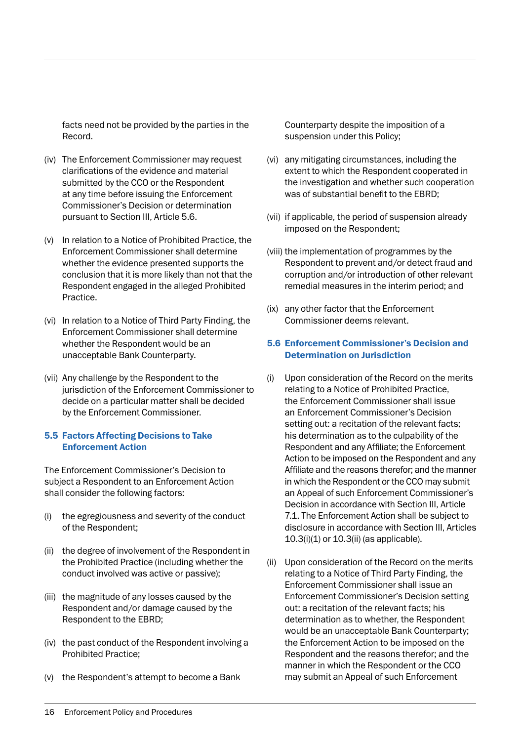facts need not be provided by the parties in the Record.

(iv) The Enforcement Commissioner may request clarifications of the evidence and material submitted by the CCO or the Respondent at any time before issuing the Enforcement Commissioner's Decision or determination pursuant to Section III, Article 5.6.

(v) In relation to a Notice of Prohibited Practice, the Enforcement Commissioner shall determine whether the evidence presented supports the conclusion that it is more likely than not that the Respondent engaged in the alleged Prohibited Practice.

(vi) In relation to a Notice of Third Party Finding, the Enforcement Commissioner shall determine whether the Respondent would be an unacceptable Bank Counterparty.

(vii) Any challenge by the Respondent to the jurisdiction of the Enforcement Commissioner to decide on a particular matter shall be decided by the Enforcement Commissioner.

### 5.5 Factors Affecting Decisions to Take Enforcement Action

The Enforcement Commissioner's Decision to subject a Respondent to an Enforcement Action shall consider the following factors:

(i) the egregiousness and severity of the conduct of the Respondent;

(ii) the degree of involvement of the Respondent in the Prohibited Practice (including whether the conduct involved was active or passive);

(iii) the magnitude of any losses caused by the Respondent and/or damage caused by the Respondent to the EBRD;

(iv) the past conduct of the Respondent involving a Prohibited Practice;

(v) the Respondent's attempt to become a Bank Counterparty despite the imposition of a suspension under this Policy;

(vi) any mitigating circumstances, including the extent to which the Respondent cooperated in the investigation and whether such cooperation was of substantial benefit to the EBRD;

(vii) if applicable, the period of suspension already imposed on the Respondent;

(viii) the implementation of programmes by the Respondent to prevent and/or detect fraud and corruption and/or introduction of other relevant remedial measures in the interim period; and

(ix) any other factor that the Enforcement Commissioner deems relevant.

### 5.6 Enforcement Commissioner's Decision and Determination on Jurisdiction

(i) Upon consideration of the Record on the merits relating to a Notice of Prohibited Practice, the Enforcement Commissioner shall issue an Enforcement Commissioner's Decision setting out: a recitation of the relevant facts; his determination as to the culpability of the Respondent and any Affiliate; the Enforcement Action to be imposed on the Respondent and any Affiliate and the reasons therefor; and the manner in which the Respondent or the CCO may submit an Appeal of such Enforcement Commissioner's Decision in accordance with Section III, Article 7.1. The Enforcement Action shall be subject to disclosure in accordance with Section III, Articles 10.3(i)(1) or 10.3(ii) (as applicable).

(ii) Upon consideration of the Record on the merits relating to a Notice of Third Party Finding, the Enforcement Commissioner shall issue an Enforcement Commissioner's Decision setting out: a recitation of the relevant facts; his determination as to whether, the Respondent would be an unacceptable Bank Counterparty; the Enforcement Action to be imposed on the Respondent and the reasons therefor; and the manner in which the Respondent or the CCO may submit an Appeal of such Enforcement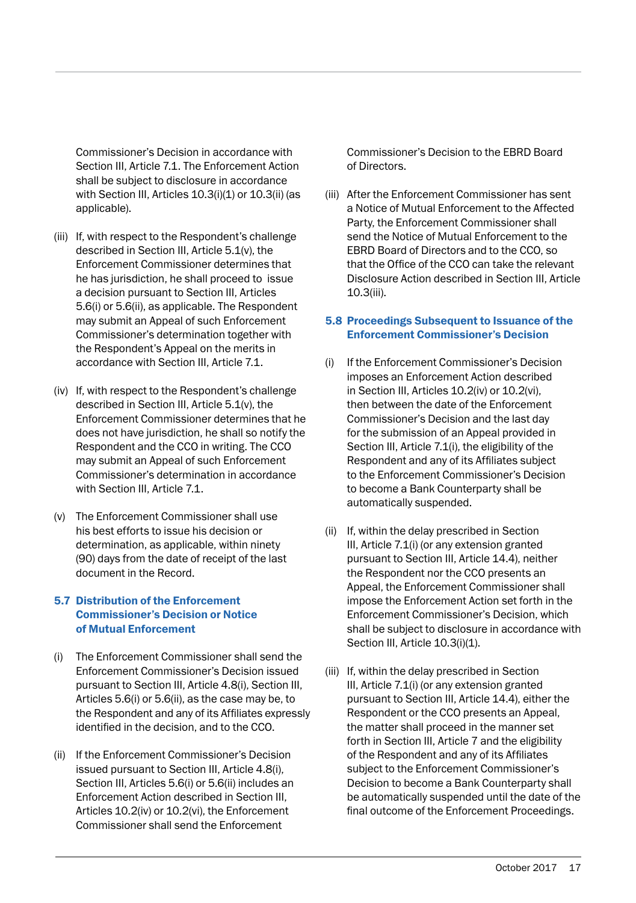Commissioner's Decision in accordance with Section III, Article 7.1. The Enforcement Action shall be subject to disclosure in accordance with Section III, Articles 10.3(i)(1) or 10.3(ii) (as applicable).

(iii) If, with respect to the Respondent's challenge described in Section III, Article 5.1(v), the Enforcement Commissioner determines that he has jurisdiction, he shall proceed to issue a decision pursuant to Section III, Articles 5.6(i) or 5.6(ii), as applicable. The Respondent may submit an Appeal of such Enforcement Commissioner's determination together with the Respondent's Appeal on the merits in accordance with Section III, Article 7.1.

(iv) If, with respect to the Respondent's challenge described in Section III, Article 5.1(v), the Enforcement Commissioner determines that he does not have jurisdiction, he shall so notify the Respondent and the CCO in writing. The CCO may submit an Appeal of such Enforcement Commissioner's determination in accordance with Section III, Article 7.1.

(v) The Enforcement Commissioner shall use his best efforts to issue his decision or determination, as applicable, within ninety (90) days from the date of receipt of the last document in the Record.

### 5.7 Distribution of the Enforcement Commissioner's Decision or Notice of Mutual Enforcement

(i) The Enforcement Commissioner shall send the Enforcement Commissioner's Decision issued pursuant to Section III, Article 4.8(i), Section III, Articles 5.6(i) or 5.6(ii), as the case may be, to the Respondent and any of its Affiliates expressly identified in the decision, and to the CCO.

(ii) If the Enforcement Commissioner's Decision issued pursuant to Section III, Article 4.8(i), Section III, Articles 5.6(i) or 5.6(ii) includes an Enforcement Action described in Section III, Articles 10.2(iv) or 10.2(vi), the Enforcement Commissioner shall send the Enforcement Commissioner's Decision to the EBRD Board of Directors.

(iii) After the Enforcement Commissioner has sent a Notice of Mutual Enforcement to the Affected Party, the Enforcement Commissioner shall send the Notice of Mutual Enforcement to the EBRD Board of Directors and to the CCO, so that the Office of the CCO can take the relevant Disclosure Action described in Section III, Article 10.3(iii).

### 5.8 Proceedings Subsequent to Issuance of the Enforcement Commissioner's Decision

(i) If the Enforcement Commissioner's Decision imposes an Enforcement Action described in Section III, Articles 10.2(iv) or 10.2(vi), then between the date of the Enforcement Commissioner's Decision and the last day for the submission of an Appeal provided in Section III, Article 7.1(i), the eligibility of the Respondent and any of its Affiliates subject to the Enforcement Commissioner's Decision to become a Bank Counterparty shall be automatically suspended.

(ii) If, within the delay prescribed in Section III, Article 7.1(i) (or any extension granted pursuant to Section III, Article 14.4), neither the Respondent nor the CCO presents an Appeal, the Enforcement Commissioner shall impose the Enforcement Action set forth in the Enforcement Commissioner's Decision, which shall be subject to disclosure in accordance with Section III, Article 10.3(i)(1).

(iii) If, within the delay prescribed in Section III, Article 7.1(i) (or any extension granted pursuant to Section III, Article 14.4), either the Respondent or the CCO presents an Appeal, the matter shall proceed in the manner set forth in Section III, Article 7 and the eligibility of the Respondent and any of its Affiliates subject to the Enforcement Commissioner's Decision to become a Bank Counterparty shall be automatically suspended until the date of the final outcome of the Enforcement Proceedings.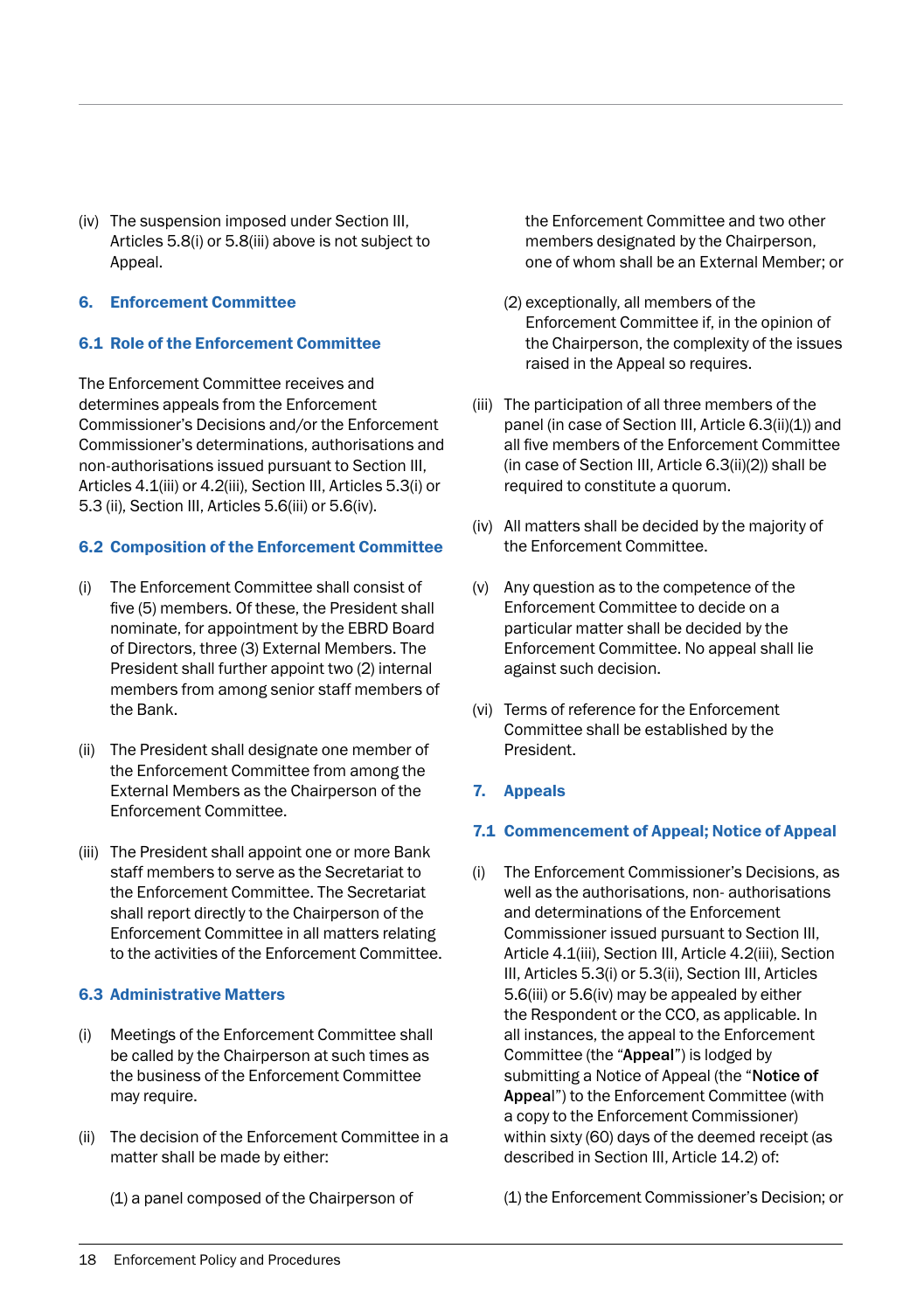(iv) The suspension imposed under Section III, Articles 5.8(i) or 5.8(iii) above is not subject to Appeal.

## 6. Enforcement Committee

### 6.1 Role of the Enforcement Committee

The Enforcement Committee receives and determines appeals from the Enforcement Commissioner's Decisions and/or the Enforcement Commissioner's determinations, authorisations and non-authorisations issued pursuant to Section III, Articles 4.1(iii) or 4.2(iii), Section III, Articles 5.3(i) or 5.3 (ii), Section III, Articles 5.6(iii) or 5.6(iv).

### 6.2 Composition of the Enforcement Committee

(i) The Enforcement Committee shall consist of five (5) members. Of these, the President shall nominate, for appointment by the EBRD Board of Directors, three (3) External Members. The President shall further appoint two (2) internal members from among senior staff members of the Bank.

(ii) The President shall designate one member of the Enforcement Committee from among the External Members as the Chairperson of the Enforcement Committee.

(iii) The President shall appoint one or more Bank staff members to serve as the Secretariat to the Enforcement Committee. The Secretariat shall report directly to the Chairperson of the Enforcement Committee in all matters relating to the activities of the Enforcement Committee.

### 6.3 Administrative Matters

(i) Meetings of the Enforcement Committee shall be called by the Chairperson at such times as the business of the Enforcement Committee may require.

(ii) The decision of the Enforcement Committee in a matter shall be made by either:

(1) a panel composed of the Chairperson of the Enforcement Committee and two other members designated by the Chairperson, one of whom shall be an External Member; or

(2) exceptionally, all members of the Enforcement Committee if, in the opinion of the Chairperson, the complexity of the issues raised in the Appeal so requires.

(iii) The participation of all three members of the panel (in case of Section III, Article 6.3(ii)(1)) and all five members of the Enforcement Committee (in case of Section III, Article 6.3(ii)(2)) shall be required to constitute a quorum.

(iv) All matters shall be decided by the majority of the Enforcement Committee.

(v) Any question as to the competence of the Enforcement Committee to decide on a particular matter shall be decided by the Enforcement Committee. No appeal shall lie against such decision.

(vi) Terms of reference for the Enforcement Committee shall be established by the President.

## 7. Appeals

### 7.1 Commencement of Appeal; Notice of Appeal

(i) The Enforcement Commissioner's Decisions, as well as the authorisations, non- authorisations and determinations of the Enforcement Commissioner issued pursuant to Section III, Article 4.1(iii), Section III, Article 4.2(iii), Section III, Articles 5.3(i) or 5.3(ii), Section III, Articles 5.6(iii) or 5.6(iv) may be appealed by either the Respondent or the CCO, as applicable. In all instances, the appeal to the Enforcement Committee (the "**Appeal**") is lodged by submitting a Notice of Appeal (the "**Notice of Appeal**") to the Enforcement Committee (with a copy to the Enforcement Commissioner) within sixty (60) days of the deemed receipt (as described in Section III, Article 14.2) of:

(1) the Enforcement Commissioner's Decision; or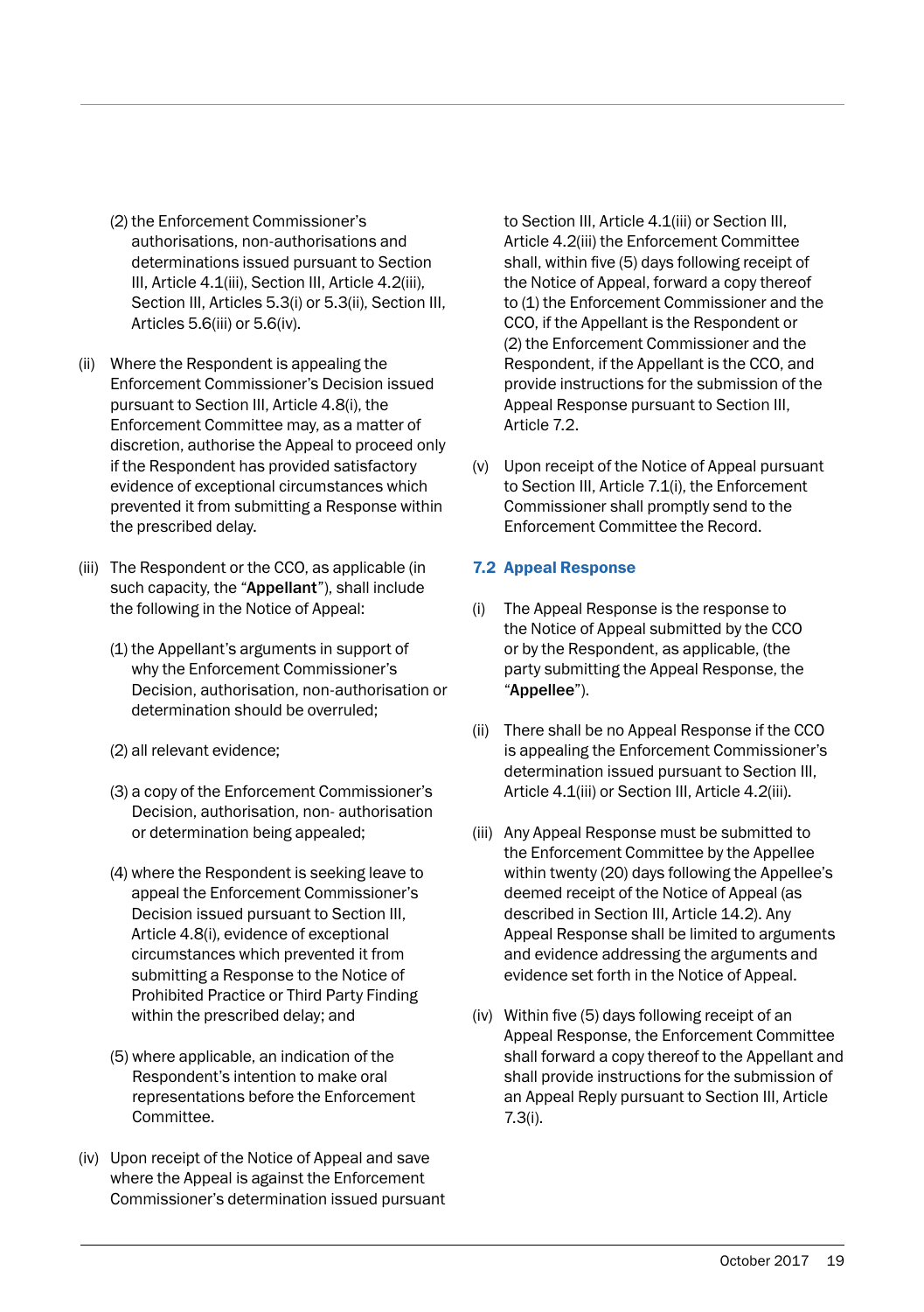(2) the Enforcement Commissioner's authorisations, non-authorisations and determinations issued pursuant to Section III, Article 4.1(iii), Section III, Article 4.2(iii), Section III, Articles 5.3(i) or 5.3(ii), Section III, Articles 5.6(iii) or 5.6(iv).

(ii) Where the Respondent is appealing the Enforcement Commissioner's Decision issued pursuant to Section III, Article 4.8(i), the Enforcement Committee may, as a matter of discretion, authorise the Appeal to proceed only if the Respondent has provided satisfactory evidence of exceptional circumstances which prevented it from submitting a Response within the prescribed delay.

(iii) The Respondent or the CCO, as applicable (in such capacity, the "**Appellant**"), shall include the following in the Notice of Appeal:

(1) the Appellant's arguments in support of why the Enforcement Commissioner's Decision, authorisation, non-authorisation or determination should be overruled;

(2) all relevant evidence;

(3) a copy of the Enforcement Commissioner's Decision, authorisation, non- authorisation or determination being appealed;

(4) where the Respondent is seeking leave to appeal the Enforcement Commissioner's Decision issued pursuant to Section III, Article 4.8(i), evidence of exceptional circumstances which prevented it from submitting a Response to the Notice of Prohibited Practice or Third Party Finding within the prescribed delay; and

(5) where applicable, an indication of the Respondent's intention to make oral representations before the Enforcement Committee.

(iv) Upon receipt of the Notice of Appeal and save where the Appeal is against the Enforcement Commissioner's determination issued pursuant to Section III, Article 4.1(iii) or Section III, Article 4.2(iii) the Enforcement Committee shall, within five (5) days following receipt of the Notice of Appeal, forward a copy thereof to (1) the Enforcement Commissioner and the CCO, if the Appellant is the Respondent or (2) the Enforcement Commissioner and the Respondent, if the Appellant is the CCO, and provide instructions for the submission of the Appeal Response pursuant to Section III, Article 7.2.

(v) Upon receipt of the Notice of Appeal pursuant to Section III, Article 7.1(i), the Enforcement Commissioner shall promptly send to the Enforcement Committee the Record.

### 7.2 Appeal Response

(i) The Appeal Response is the response to the Notice of Appeal submitted by the CCO or by the Respondent, as applicable, (the party submitting the Appeal Response, the "**Appellee**").

(ii) There shall be no Appeal Response if the CCO is appealing the Enforcement Commissioner's determination issued pursuant to Section III, Article 4.1(iii) or Section III, Article 4.2(iii).

(iii) Any Appeal Response must be submitted to the Enforcement Committee by the Appellee within twenty (20) days following the Appellee's deemed receipt of the Notice of Appeal (as described in Section III, Article 14.2). Any Appeal Response shall be limited to arguments and evidence addressing the arguments and evidence set forth in the Notice of Appeal.

(iv) Within five (5) days following receipt of an Appeal Response, the Enforcement Committee shall forward a copy thereof to the Appellant and shall provide instructions for the submission of an Appeal Reply pursuant to Section III, Article 7.3(i).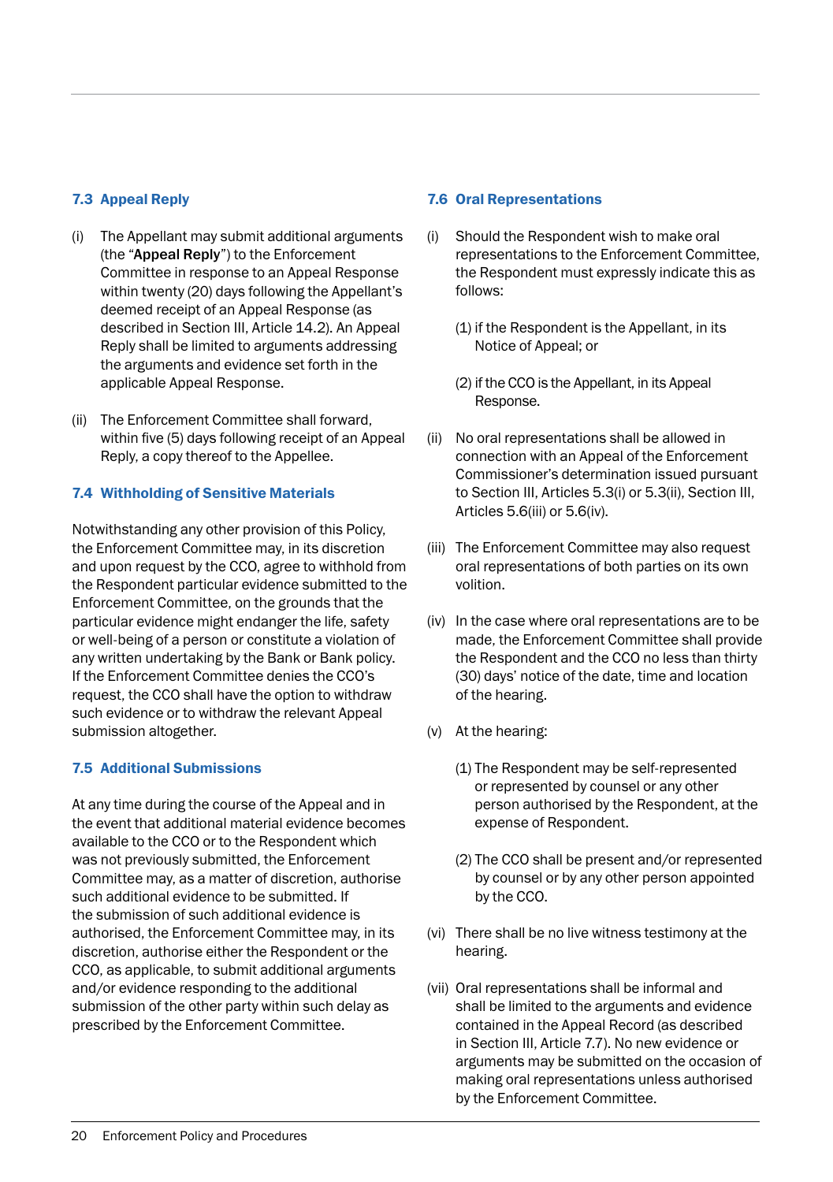### 7.3 Appeal Reply

(i) The Appellant may submit additional arguments (the "**Appeal Reply**") to the Enforcement Committee in response to an Appeal Response within twenty (20) days following the Appellant's deemed receipt of an Appeal Response (as described in Section III, Article 14.2). An Appeal Reply shall be limited to arguments addressing the arguments and evidence set forth in the applicable Appeal Response.

(ii) The Enforcement Committee shall forward, within five (5) days following receipt of an Appeal Reply, a copy thereof to the Appellee.

### 7.4 Withholding of Sensitive Materials

Notwithstanding any other provision of this Policy, the Enforcement Committee may, in its discretion and upon request by the CCO, agree to withhold from the Respondent particular evidence submitted to the Enforcement Committee, on the grounds that the particular evidence might endanger the life, safety or well-being of a person or constitute a violation of any written undertaking by the Bank or Bank policy. If the Enforcement Committee denies the CCO's request, the CCO shall have the option to withdraw such evidence or to withdraw the relevant Appeal submission altogether.

### 7.5 Additional Submissions

At any time during the course of the Appeal and in the event that additional material evidence becomes available to the CCO or to the Respondent which was not previously submitted, the Enforcement Committee may, as a matter of discretion, authorise such additional evidence to be submitted. If the submission of such additional evidence is authorised, the Enforcement Committee may, in its discretion, authorise either the Respondent or the CCO, as applicable, to submit additional arguments and/or evidence responding to the additional submission of the other party within such delay as prescribed by the Enforcement Committee.

### 7.6 Oral Representations

(i) Should the Respondent wish to make oral representations to the Enforcement Committee, the Respondent must expressly indicate this as follows:

(1) if the Respondent is the Appellant, in its Notice of Appeal; or

(2) if the CCO is the Appellant, in its Appeal Response.

(ii) No oral representations shall be allowed in connection with an Appeal of the Enforcement Commissioner's determination issued pursuant to Section III, Articles 5.3(i) or 5.3(ii), Section III, Articles 5.6(iii) or 5.6(iv).

(iii) The Enforcement Committee may also request oral representations of both parties on its own volition.

(iv) In the case where oral representations are to be made, the Enforcement Committee shall provide the Respondent and the CCO no less than thirty (30) days' notice of the date, time and location of the hearing.

(v) At the hearing:

(1) The Respondent may be self-represented or represented by counsel or any other person authorised by the Respondent, at the expense of Respondent.

(2) The CCO shall be present and/or represented by counsel or by any other person appointed by the CCO.

(vi) There shall be no live witness testimony at the hearing.

(vii) Oral representations shall be informal and shall be limited to the arguments and evidence contained in the Appeal Record (as described in Section III, Article 7.7). No new evidence or arguments may be submitted on the occasion of making oral representations unless authorised by the Enforcement Committee.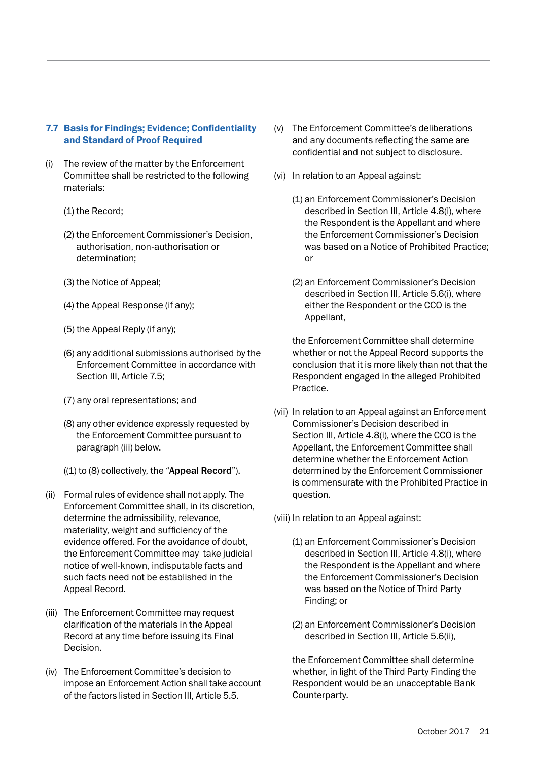### 7.7 Basis for Findings; Evidence; Confidentiality and Standard of Proof Required

(i) The review of the matter by the Enforcement Committee shall be restricted to the following materials:

(1) the Record;

(2) the Enforcement Commissioner's Decision, authorisation, non-authorisation or determination;

(3) the Notice of Appeal;

(4) the Appeal Response (if any);

(5) the Appeal Reply (if any);

(6) any additional submissions authorised by the Enforcement Committee in accordance with Section III, Article 7.5;

(7) any oral representations; and

(8) any other evidence expressly requested by the Enforcement Committee pursuant to paragraph (iii) below.

((1) to (8) collectively, the "**Appeal Record**").

(ii) Formal rules of evidence shall not apply. The Enforcement Committee shall, in its discretion, determine the admissibility, relevance, materiality, weight and sufficiency of the evidence offered. For the avoidance of doubt, the Enforcement Committee may take judicial notice of well-known, indisputable facts and such facts need not be established in the Appeal Record.

(iii) The Enforcement Committee may request clarification of the materials in the Appeal Record at any time before issuing its Final Decision.

(iv) The Enforcement Committee's decision to impose an Enforcement Action shall take account of the factors listed in Section III, Article 5.5.

(v) The Enforcement Committee's deliberations and any documents reflecting the same are confidential and not subject to disclosure.

(vi) In relation to an Appeal against:

(1) an Enforcement Commissioner's Decision described in Section III, Article 4.8(i), where the Respondent is the Appellant and where the Enforcement Commissioner's Decision was based on a Notice of Prohibited Practice; or

(2) an Enforcement Commissioner's Decision described in Section III, Article 5.6(i), where either the Respondent or the CCO is the Appellant,

the Enforcement Committee shall determine whether or not the Appeal Record supports the conclusion that it is more likely than not that the Respondent engaged in the alleged Prohibited Practice.

(vii) In relation to an Appeal against an Enforcement Commissioner's Decision described in Section III, Article 4.8(i), where the CCO is the Appellant, the Enforcement Committee shall determine whether the Enforcement Action determined by the Enforcement Commissioner is commensurate with the Prohibited Practice in question.

(viii) In relation to an Appeal against:

(1) an Enforcement Commissioner's Decision described in Section III, Article 4.8(i), where the Respondent is the Appellant and where the Enforcement Commissioner's Decision was based on the Notice of Third Party Finding; or

(2) an Enforcement Commissioner's Decision described in Section III, Article 5.6(ii),

the Enforcement Committee shall determine whether, in light of the Third Party Finding the Respondent would be an unacceptable Bank Counterparty.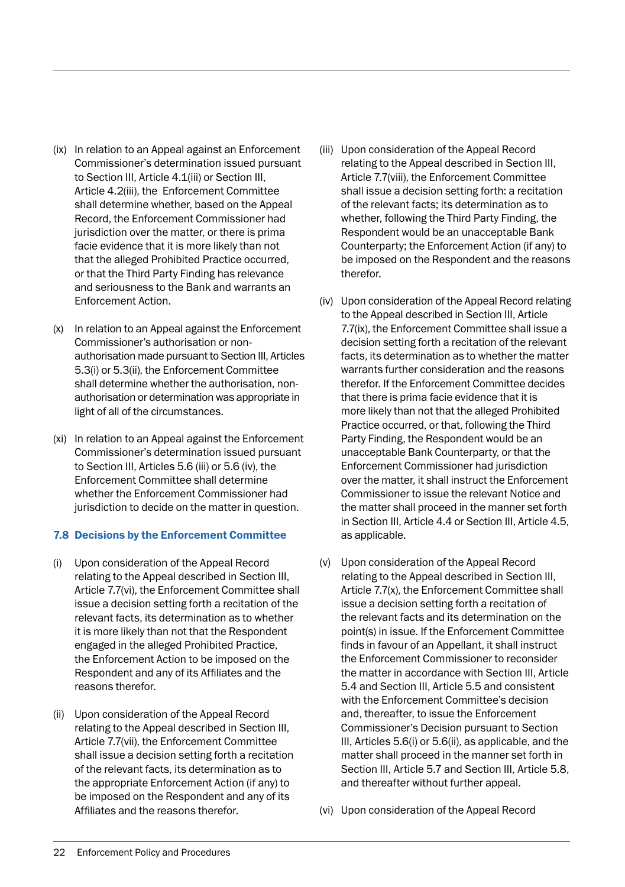(ix) In relation to an Appeal against an Enforcement Commissioner's determination issued pursuant to Section III, Article 4.1(iii) or Section III, Article 4.2(iii), the Enforcement Committee shall determine whether, based on the Appeal Record, the Enforcement Commissioner had jurisdiction over the matter, or there is prima facie evidence that it is more likely than not that the alleged Prohibited Practice occurred, or that the Third Party Finding has relevance and seriousness to the Bank and warrants an Enforcement Action.

(x) In relation to an Appeal against the Enforcement Commissioner's authorisation or non-authorisation made pursuant to Section III, Articles 5.3(i) or 5.3(ii), the Enforcement Committee shall determine whether the authorisation, non-authorisation or determination was appropriate in light of all of the circumstances.

(xi) In relation to an Appeal against the Enforcement Commissioner's determination issued pursuant to Section III, Articles 5.6 (iii) or 5.6 (iv), the Enforcement Committee shall determine whether the Enforcement Commissioner had jurisdiction to decide on the matter in question.

### 7.8 Decisions by the Enforcement Committee

(i) Upon consideration of the Appeal Record relating to the Appeal described in Section III, Article 7.7(vi), the Enforcement Committee shall issue a decision setting forth a recitation of the relevant facts, its determination as to whether it is more likely than not that the Respondent engaged in the alleged Prohibited Practice, the Enforcement Action to be imposed on the Respondent and any of its Affiliates and the reasons therefor.

(ii) Upon consideration of the Appeal Record relating to the Appeal described in Section III, Article 7.7(vii), the Enforcement Committee shall issue a decision setting forth a recitation of the relevant facts, its determination as to the appropriate Enforcement Action (if any) to be imposed on the Respondent and any of its Affiliates and the reasons therefor.

(iii) Upon consideration of the Appeal Record relating to the Appeal described in Section III, Article 7.7(viii), the Enforcement Committee shall issue a decision setting forth: a recitation of the relevant facts; its determination as to whether, following the Third Party Finding, the Respondent would be an unacceptable Bank Counterparty; the Enforcement Action (if any) to be imposed on the Respondent and the reasons therefor.

(iv) Upon consideration of the Appeal Record relating to the Appeal described in Section III, Article 7.7(ix), the Enforcement Committee shall issue a decision setting forth a recitation of the relevant facts, its determination as to whether the matter warrants further consideration and the reasons therefor. If the Enforcement Committee decides that there is prima facie evidence that it is more likely than not that the alleged Prohibited Practice occurred, or that, following the Third Party Finding, the Respondent would be an unacceptable Bank Counterparty, or that the Enforcement Commissioner had jurisdiction over the matter, it shall instruct the Enforcement Commissioner to issue the relevant Notice and the matter shall proceed in the manner set forth in Section III, Article 4.4 or Section III, Article 4.5, as applicable.

(v) Upon consideration of the Appeal Record relating to the Appeal described in Section III, Article 7.7(x), the Enforcement Committee shall issue a decision setting forth a recitation of the relevant facts and its determination on the point(s) in issue. If the Enforcement Committee finds in favour of an Appellant, it shall instruct the Enforcement Commissioner to reconsider the matter in accordance with Section III, Article 5.4 and Section III, Article 5.5 and consistent with the Enforcement Committee's decision and, thereafter, to issue the Enforcement Commissioner's Decision pursuant to Section III, Articles 5.6(i) or 5.6(ii), as applicable, and the matter shall proceed in the manner set forth in Section III, Article 5.7 and Section III, Article 5.8, and thereafter without further appeal.

(vi) Upon consideration of the Appeal Record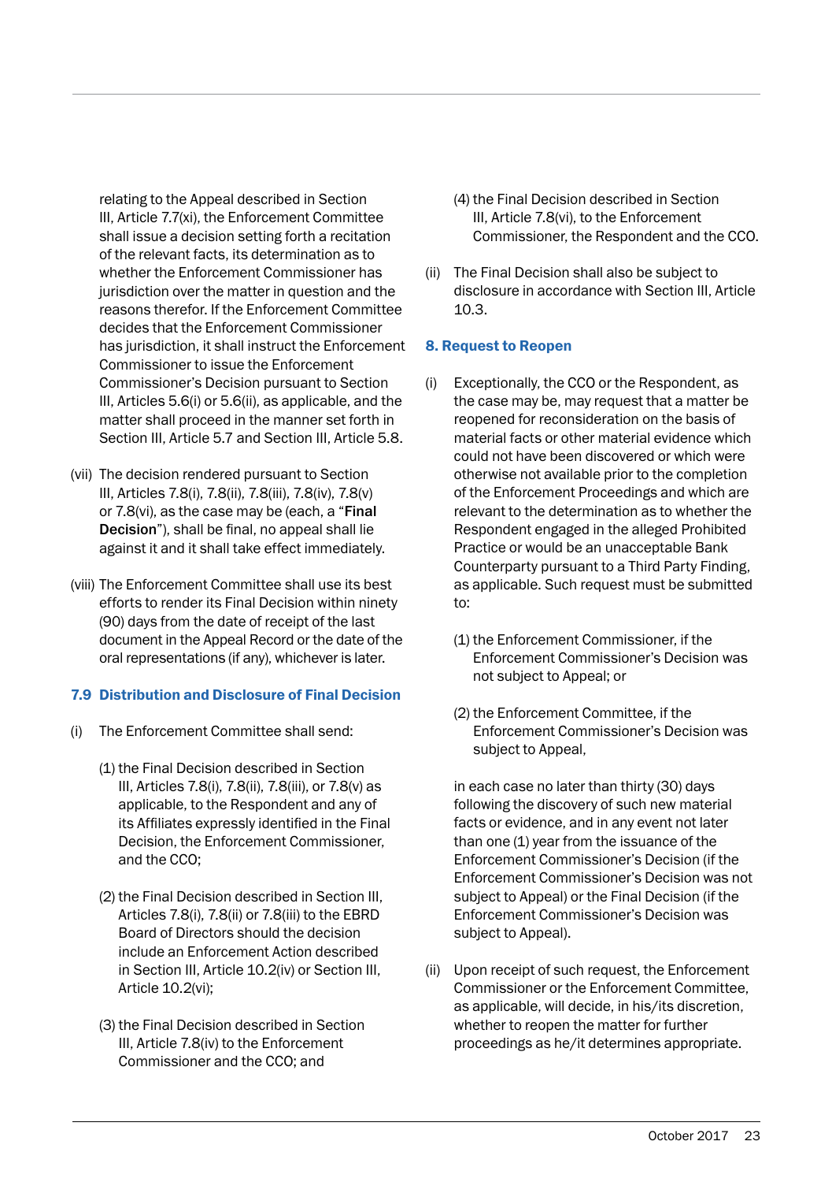relating to the Appeal described in Section III, Article 7.7(xi), the Enforcement Committee shall issue a decision setting forth a recitation of the relevant facts, its determination as to whether the Enforcement Commissioner has jurisdiction over the matter in question and the reasons therefor. If the Enforcement Committee decides that the Enforcement Commissioner has jurisdiction, it shall instruct the Enforcement Commissioner to issue the Enforcement Commissioner's Decision pursuant to Section III, Articles 5.6(i) or 5.6(ii), as applicable, and the matter shall proceed in the manner set forth in Section III, Article 5.7 and Section III, Article 5.8.

(vii) The decision rendered pursuant to Section III, Articles 7.8(i), 7.8(ii), 7.8(iii), 7.8(iv), 7.8(v) or 7.8(vi), as the case may be (each, a "**Final Decision**"), shall be final, no appeal shall lie against it and it shall take effect immediately.

(viii) The Enforcement Committee shall use its best efforts to render its Final Decision within ninety (90) days from the date of receipt of the last document in the Appeal Record or the date of the oral representations (if any), whichever is later.

### 7.9 Distribution and Disclosure of Final Decision

(i) The Enforcement Committee shall send:

(1) the Final Decision described in Section III, Articles 7.8(i), 7.8(ii), 7.8(iii), or 7.8(v) as applicable, to the Respondent and any of its Affiliates expressly identified in the Final Decision, the Enforcement Commissioner, and the CCO;

(2) the Final Decision described in Section III, Articles 7.8(i), 7.8(ii) or 7.8(iii) to the EBRD Board of Directors should the decision include an Enforcement Action described in Section III, Article 10.2(iv) or Section III, Article 10.2(vi);

(3) the Final Decision described in Section III, Article 7.8(iv) to the Enforcement Commissioner and the CCO; and

(4) the Final Decision described in Section III, Article 7.8(vi), to the Enforcement Commissioner, the Respondent and the CCO.

(ii) The Final Decision shall also be subject to disclosure in accordance with Section III, Article 10.3.

### 8. Request to Reopen

(i) Exceptionally, the CCO or the Respondent, as the case may be, may request that a matter be reopened for reconsideration on the basis of material facts or other material evidence which could not have been discovered or which were otherwise not available prior to the completion of the Enforcement Proceedings and which are relevant to the determination as to whether the Respondent engaged in the alleged Prohibited Practice or would be an unacceptable Bank Counterparty pursuant to a Third Party Finding, as applicable. Such request must be submitted to:

(1) the Enforcement Commissioner, if the Enforcement Commissioner's Decision was not subject to Appeal; or

(2) the Enforcement Committee, if the Enforcement Commissioner's Decision was subject to Appeal,

in each case no later than thirty (30) days following the discovery of such new material facts or evidence, and in any event not later than one (1) year from the issuance of the Enforcement Commissioner's Decision (if the Enforcement Commissioner's Decision was not subject to Appeal) or the Final Decision (if the Enforcement Commissioner's Decision was subject to Appeal).

(ii) Upon receipt of such request, the Enforcement Commissioner or the Enforcement Committee, as applicable, will decide, in his/its discretion, whether to reopen the matter for further proceedings as he/it determines appropriate.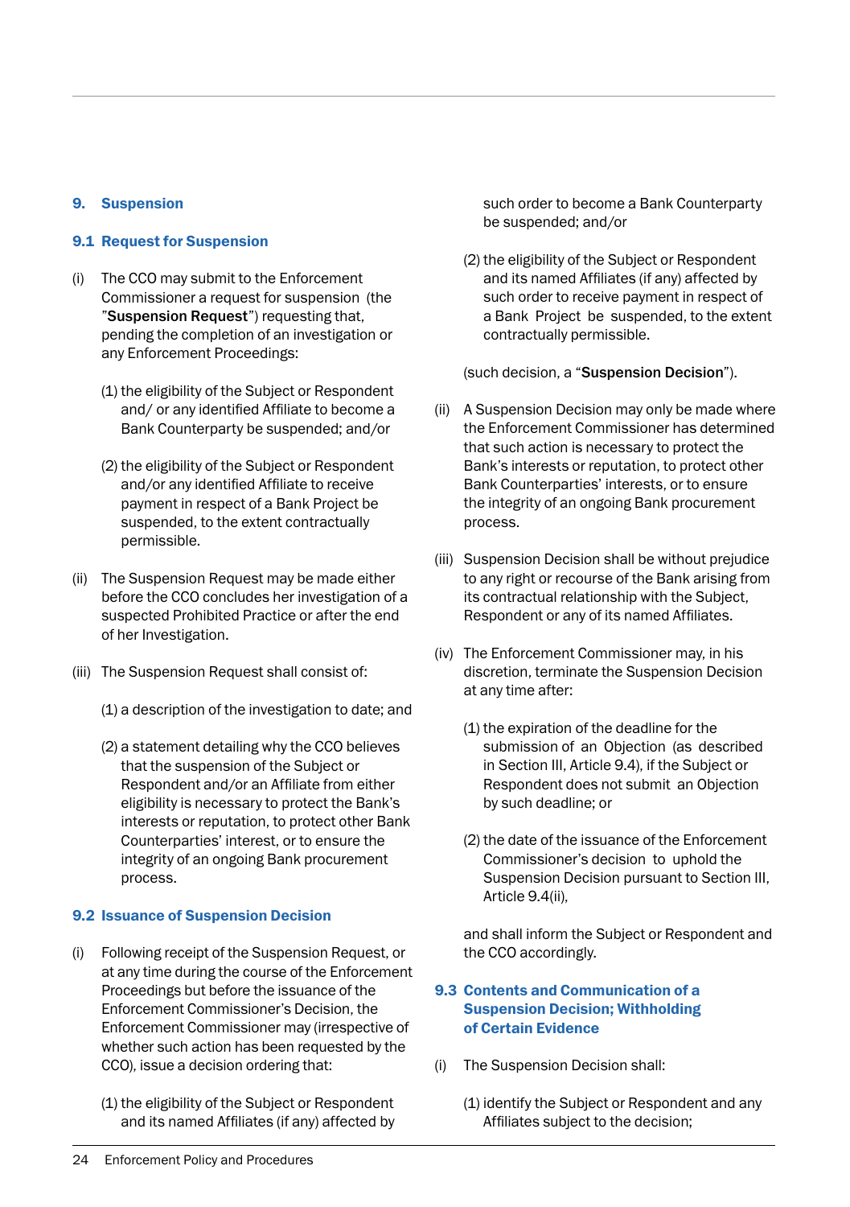## 9. Suspension

### 9.1 Request for Suspension

(i) The CCO may submit to the Enforcement Commissioner a request for suspension (the "**Suspension Request**") requesting that, pending the completion of an investigation or any Enforcement Proceedings:

(1) the eligibility of the Subject or Respondent and/ or any identified Affiliate to become a Bank Counterparty be suspended; and/or

(2) the eligibility of the Subject or Respondent and/or any identified Affiliate to receive payment in respect of a Bank Project be suspended, to the extent contractually permissible.

(ii) The Suspension Request may be made either before the CCO concludes her investigation of a suspected Prohibited Practice or after the end of her Investigation.

(iii) The Suspension Request shall consist of:

(1) a description of the investigation to date; and

(2) a statement detailing why the CCO believes that the suspension of the Subject or Respondent and/or an Affiliate from either eligibility is necessary to protect the Bank's interests or reputation, to protect other Bank Counterparties' interest, or to ensure the integrity of an ongoing Bank procurement process.

### 9.2 Issuance of Suspension Decision

(i) Following receipt of the Suspension Request, or at any time during the course of the Enforcement Proceedings but before the issuance of the Enforcement Commissioner's Decision, the Enforcement Commissioner may (irrespective of whether such action has been requested by the CCO), issue a decision ordering that:

(1) the eligibility of the Subject or Respondent and its named Affiliates (if any) affected by such order to become a Bank Counterparty be suspended; and/or

(2) the eligibility of the Subject or Respondent and its named Affiliates (if any) affected by such order to receive payment in respect of a Bank Project be suspended, to the extent contractually permissible.

(such decision, a "**Suspension Decision**").

(ii) A Suspension Decision may only be made where the Enforcement Commissioner has determined that such action is necessary to protect the Bank's interests or reputation, to protect other Bank Counterparties' interests, or to ensure the integrity of an ongoing Bank procurement process.

(iii) Suspension Decision shall be without prejudice to any right or recourse of the Bank arising from its contractual relationship with the Subject, Respondent or any of its named Affiliates.

(iv) The Enforcement Commissioner may, in his discretion, terminate the Suspension Decision at any time after:

(1) the expiration of the deadline for the submission of an Objection (as described in Section III, Article 9.4), if the Subject or Respondent does not submit an Objection by such deadline; or

(2) the date of the issuance of the Enforcement Commissioner's decision to uphold the Suspension Decision pursuant to Section III, Article 9.4(ii),

and shall inform the Subject or Respondent and the CCO accordingly.

### 9.3 Contents and Communication of a Suspension Decision; Withholding of Certain Evidence

(i) The Suspension Decision shall:

(1) identify the Subject or Respondent and any Affiliates subject to the decision;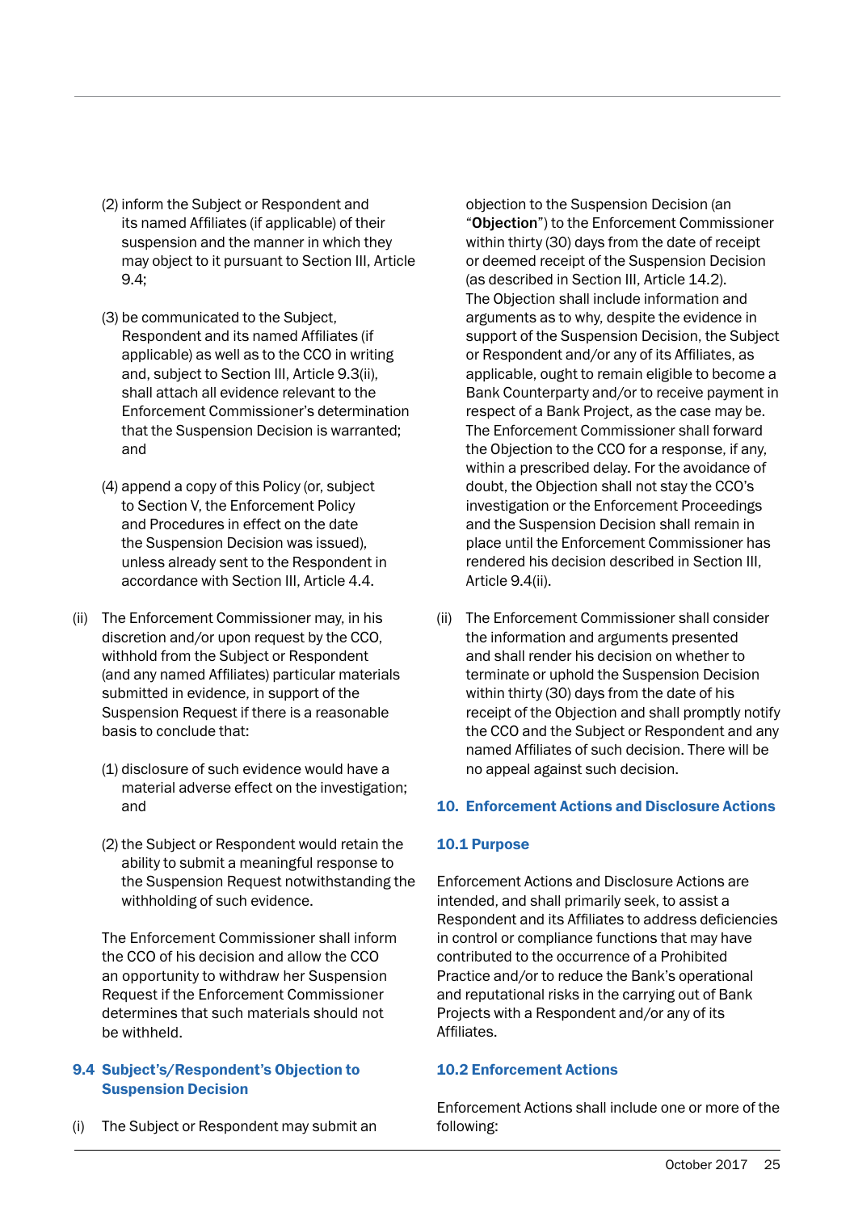(2) inform the Subject or Respondent and its named Affiliates (if applicable) of their suspension and the manner in which they may object to it pursuant to Section III, Article 9.4;

(3) be communicated to the Subject, Respondent and its named Affiliates (if applicable) as well as to the CCO in writing and, subject to Section III, Article 9.3(ii), shall attach all evidence relevant to the Enforcement Commissioner's determination that the Suspension Decision is warranted; and

(4) append a copy of this Policy (or, subject to Section V, the Enforcement Policy and Procedures in effect on the date the Suspension Decision was issued), unless already sent to the Respondent in accordance with Section III, Article 4.4.

(ii) The Enforcement Commissioner may, in his discretion and/or upon request by the CCO, withhold from the Subject or Respondent (and any named Affiliates) particular materials submitted in evidence, in support of the Suspension Request if there is a reasonable basis to conclude that:

(1) disclosure of such evidence would have a material adverse effect on the investigation; and

(2) the Subject or Respondent would retain the ability to submit a meaningful response to the Suspension Request notwithstanding the withholding of such evidence.

The Enforcement Commissioner shall inform the CCO of his decision and allow the CCO an opportunity to withdraw her Suspension Request if the Enforcement Commissioner determines that such materials should not be withheld.

### 9.4 Subject's/Respondent's Objection to Suspension Decision

(i) The Subject or Respondent may submit an objection to the Suspension Decision (an "**Objection**") to the Enforcement Commissioner within thirty (30) days from the date of receipt or deemed receipt of the Suspension Decision (as described in Section III, Article 14.2). The Objection shall include information and arguments as to why, despite the evidence in support of the Suspension Decision, the Subject or Respondent and/or any of its Affiliates, as applicable, ought to remain eligible to become a Bank Counterparty and/or to receive payment in respect of a Bank Project, as the case may be. The Enforcement Commissioner shall forward the Objection to the CCO for a response, if any, within a prescribed delay. For the avoidance of doubt, the Objection shall not stay the CCO's investigation or the Enforcement Proceedings and the Suspension Decision shall remain in place until the Enforcement Commissioner has rendered his decision described in Section III, Article 9.4(ii).

(ii) The Enforcement Commissioner shall consider the information and arguments presented and shall render his decision on whether to terminate or uphold the Suspension Decision within thirty (30) days from the date of his receipt of the Objection and shall promptly notify the CCO and the Subject or Respondent and any named Affiliates of such decision. There will be no appeal against such decision.

## 10. Enforcement Actions and Disclosure Actions

### 10.1 Purpose

Enforcement Actions and Disclosure Actions are intended, and shall primarily seek, to assist a Respondent and its Affiliates to address deficiencies in control or compliance functions that may have contributed to the occurrence of a Prohibited Practice and/or to reduce the Bank's operational and reputational risks in the carrying out of Bank Projects with a Respondent and/or any of its Affiliates.

### 10.2 Enforcement Actions

Enforcement Actions shall include one or more of the following: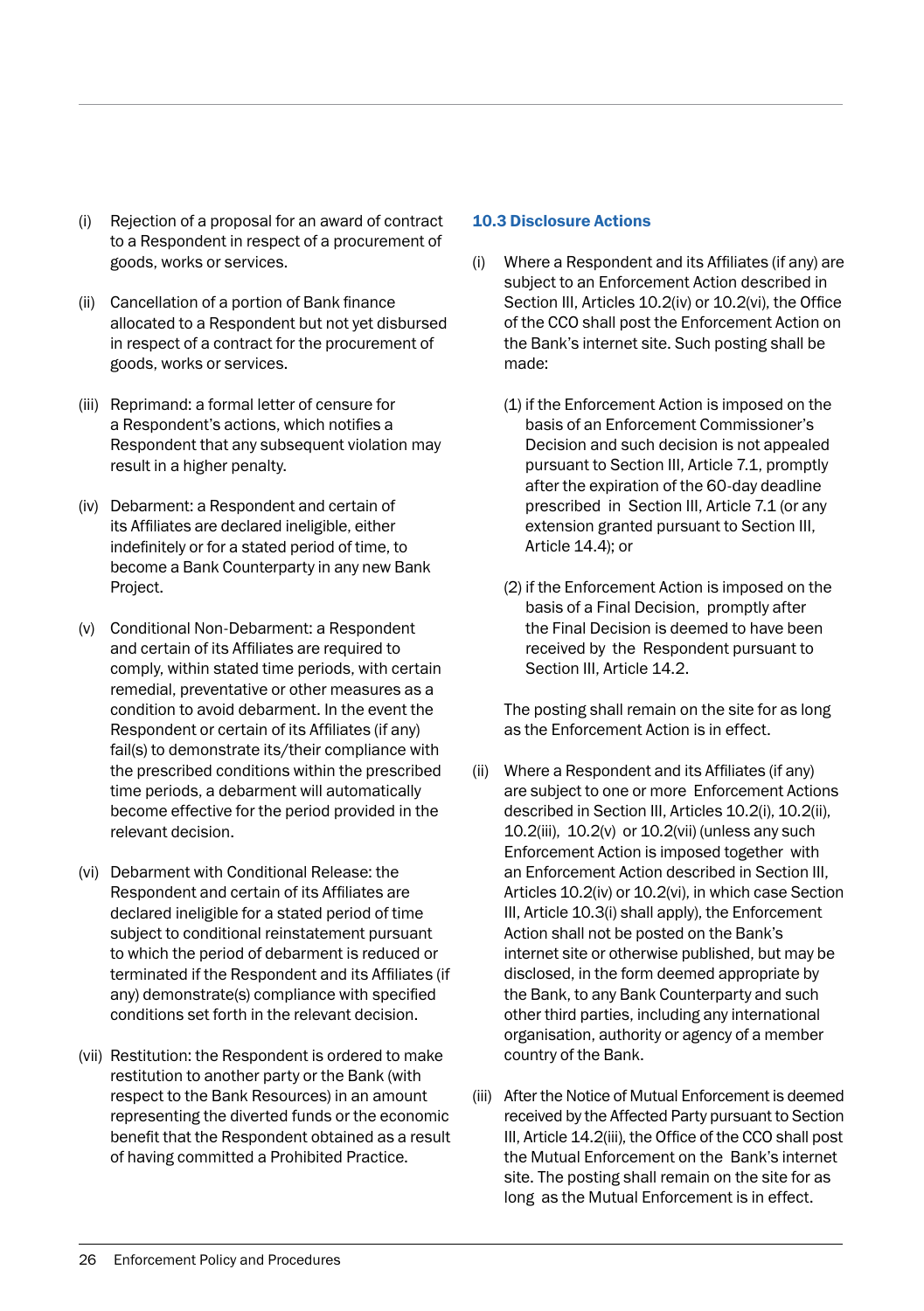(i) Rejection of a proposal for an award of contract to a Respondent in respect of a procurement of goods, works or services.

(ii) Cancellation of a portion of Bank finance allocated to a Respondent but not yet disbursed in respect of a contract for the procurement of goods, works or services.

(iii) Reprimand: a formal letter of censure for a Respondent's actions, which notifies a Respondent that any subsequent violation may result in a higher penalty.

(iv) Debarment: a Respondent and certain of its Affiliates are declared ineligible, either indefinitely or for a stated period of time, to become a Bank Counterparty in any new Bank Project.

(v) Conditional Non-Debarment: a Respondent and certain of its Affiliates are required to comply, within stated time periods, with certain remedial, preventative or other measures as a condition to avoid debarment. In the event the Respondent or certain of its Affiliates (if any) fail(s) to demonstrate its/their compliance with the prescribed conditions within the prescribed time periods, a debarment will automatically become effective for the period provided in the relevant decision.

(vi) Debarment with Conditional Release: the Respondent and certain of its Affiliates are declared ineligible for a stated period of time subject to conditional reinstatement pursuant to which the period of debarment is reduced or terminated if the Respondent and its Affiliates (if any) demonstrate(s) compliance with specified conditions set forth in the relevant decision.

(vii) Restitution: the Respondent is ordered to make restitution to another party or the Bank (with respect to the Bank Resources) in an amount representing the diverted funds or the economic benefit that the Respondent obtained as a result of having committed a Prohibited Practice.

### 10.3 Disclosure Actions

(i) Where a Respondent and its Affiliates (if any) are subject to an Enforcement Action described in Section III, Articles 10.2(iv) or 10.2(vi), the Office of the CCO shall post the Enforcement Action on the Bank's internet site. Such posting shall be made:

 (1) if the Enforcement Action is imposed on the basis of an Enforcement Commissioner's Decision and such decision is not appealed pursuant to Section III, Article 7.1, promptly after the expiration of the 60-day deadline prescribed in Section III, Article 7.1 (or any extension granted pursuant to Section III, Article 14.4); or

 (2) if the Enforcement Action is imposed on the basis of a Final Decision, promptly after the Final Decision is deemed to have been received by the Respondent pursuant to Section III, Article 14.2.

 The posting shall remain on the site for as long as the Enforcement Action is in effect.

(ii) Where a Respondent and its Affiliates (if any) are subject to one or more Enforcement Actions described in Section III, Articles 10.2(i), 10.2(ii), 10.2(iii), 10.2(v) or 10.2(vii) (unless any such Enforcement Action is imposed together with an Enforcement Action described in Section III, Articles 10.2(iv) or 10.2(vi), in which case Section III, Article 10.3(i) shall apply), the Enforcement Action shall not be posted on the Bank's internet site or otherwise published, but may be disclosed, in the form deemed appropriate by the Bank, to any Bank Counterparty and such other third parties, including any international organisation, authority or agency of a member country of the Bank.

(iii) After the Notice of Mutual Enforcement is deemed received by the Affected Party pursuant to Section III, Article 14.2(iii), the Office of the CCO shall post the Mutual Enforcement on the Bank's internet site. The posting shall remain on the site for as long as the Mutual Enforcement is in effect.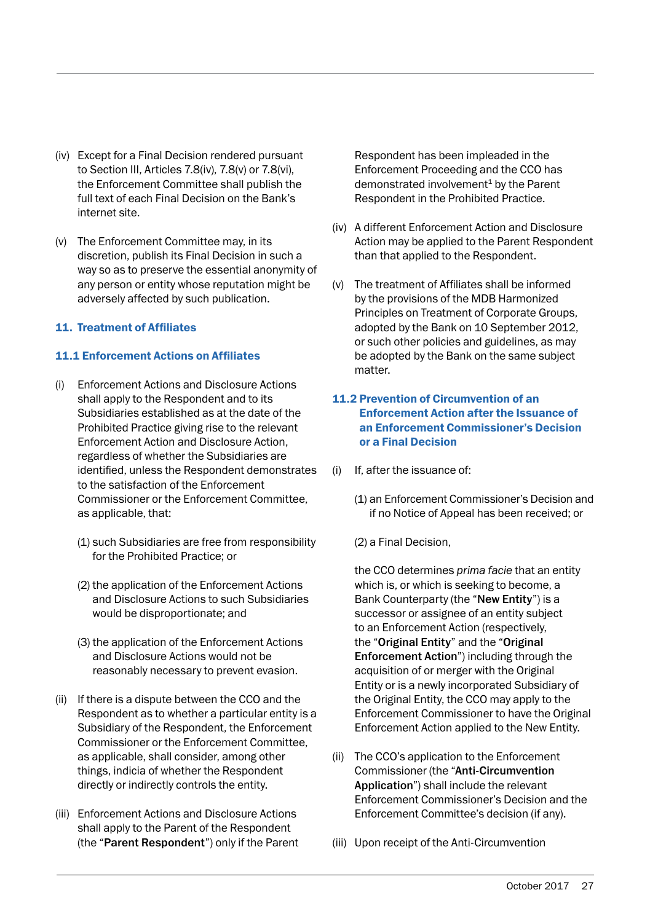(iv) Except for a Final Decision rendered pursuant to Section III, Articles 7.8(iv), 7.8(v) or 7.8(vi), the Enforcement Committee shall publish the full text of each Final Decision on the Bank's internet site.

(v) The Enforcement Committee may, in its discretion, publish its Final Decision in such a way so as to preserve the essential anonymity of any person or entity whose reputation might be adversely affected by such publication.

## 11. Treatment of Affiliates

### 11.1 Enforcement Actions on Affiliates

(i) Enforcement Actions and Disclosure Actions shall apply to the Respondent and to its Subsidiaries established as at the date of the Prohibited Practice giving rise to the relevant Enforcement Action and Disclosure Action, regardless of whether the Subsidiaries are identified, unless the Respondent demonstrates to the satisfaction of the Enforcement Commissioner or the Enforcement Committee, as applicable, that:

(1) such Subsidiaries are free from responsibility for the Prohibited Practice; or

(2) the application of the Enforcement Actions and Disclosure Actions to such Subsidiaries would be disproportionate; and

(3) the application of the Enforcement Actions and Disclosure Actions would not be reasonably necessary to prevent evasion.

(ii) If there is a dispute between the CCO and the Respondent as to whether a particular entity is a Subsidiary of the Respondent, the Enforcement Commissioner or the Enforcement Committee, as applicable, shall consider, among other things, indicia of whether the Respondent directly or indirectly controls the entity.

(iii) Enforcement Actions and Disclosure Actions shall apply to the Parent of the Respondent (the "**Parent Respondent**") only if the Parent Respondent has been impleaded in the Enforcement Proceeding and the CCO has demonstrated involvement[1] by the Parent Respondent in the Prohibited Practice.

(iv) A different Enforcement Action and Disclosure Action may be applied to the Parent Respondent than that applied to the Respondent.

(v) The treatment of Affiliates shall be informed by the provisions of the MDB Harmonized Principles on Treatment of Corporate Groups, adopted by the Bank on 10 September 2012, or such other policies and guidelines, as may be adopted by the Bank on the same subject matter.

### 11.2 Prevention of Circumvention of an Enforcement Action after the Issuance of an Enforcement Commissioner's Decision or a Final Decision

(i) If, after the issuance of:

(1) an Enforcement Commissioner's Decision and if no Notice of Appeal has been received; or

(2) a Final Decision,

the CCO determines *prima facie* that an entity which is, or which is seeking to become, a Bank Counterparty (the "**New Entity**") is a successor or assignee of an entity subject to an Enforcement Action (respectively, the "**Original Entity**" and the "**Original Enforcement Action**") including through the acquisition of or merger with the Original Entity or is a newly incorporated Subsidiary of the Original Entity, the CCO may apply to the Enforcement Commissioner to have the Original Enforcement Action applied to the New Entity.

(ii) The CCO's application to the Enforcement Commissioner (the "**Anti-Circumvention Application**") shall include the relevant Enforcement Commissioner's Decision and the Enforcement Committee's decision (if any).

(iii) Upon receipt of the Anti-Circumvention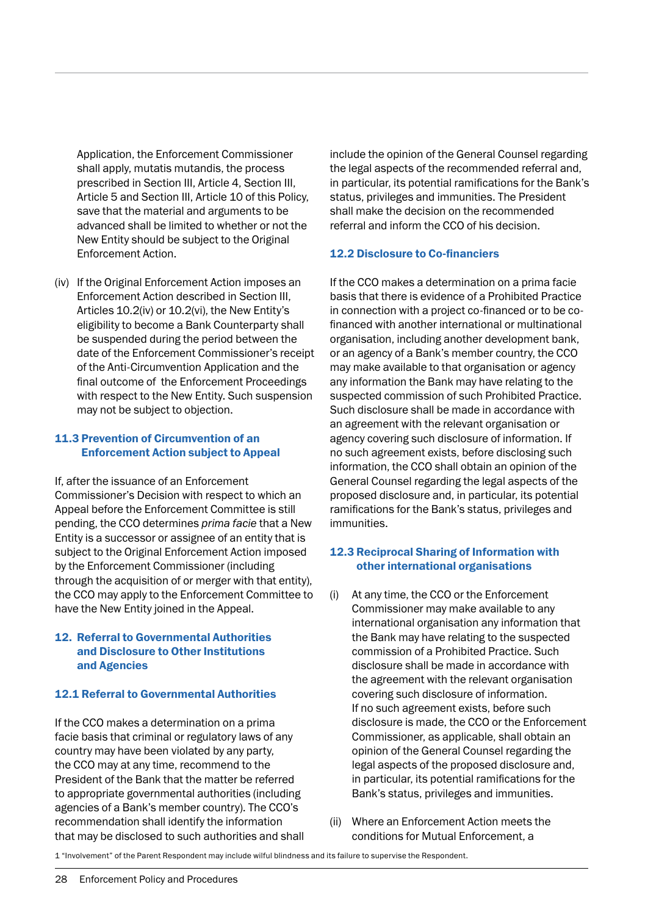Application, the Enforcement Commissioner shall apply, mutatis mutandis, the process prescribed in Section III, Article 4, Section III, Article 5 and Section III, Article 10 of this Policy, save that the material and arguments to be advanced shall be limited to whether or not the New Entity should be subject to the Original Enforcement Action.

(iv) If the Original Enforcement Action imposes an Enforcement Action described in Section III, Articles 10.2(iv) or 10.2(vi), the New Entity's eligibility to become a Bank Counterparty shall be suspended during the period between the date of the Enforcement Commissioner's receipt of the Anti-Circumvention Application and the final outcome of the Enforcement Proceedings with respect to the New Entity. Such suspension may not be subject to objection.

### 11.3 Prevention of Circumvention of an Enforcement Action subject to Appeal

If, after the issuance of an Enforcement Commissioner's Decision with respect to which an Appeal before the Enforcement Committee is still pending, the CCO determines *prima facie* that a New Entity is a successor or assignee of an entity that is subject to the Original Enforcement Action imposed by the Enforcement Commissioner (including through the acquisition of or merger with that entity), the CCO may apply to the Enforcement Committee to have the New Entity joined in the Appeal.

## 12. Referral to Governmental Authorities and Disclosure to Other Institutions and Agencies

### 12.1 Referral to Governmental Authorities

If the CCO makes a determination on a prima facie basis that criminal or regulatory laws of any country may have been violated by any party, the CCO may at any time, recommend to the President of the Bank that the matter be referred to appropriate governmental authorities (including agencies of a Bank's member country). The CCO's recommendation shall identify the information that may be disclosed to such authorities and shall include the opinion of the General Counsel regarding the legal aspects of the recommended referral and, in particular, its potential ramifications for the Bank's status, privileges and immunities. The President shall make the decision on the recommended referral and inform the CCO of his decision.

### 12.2 Disclosure to Co-financiers

If the CCO makes a determination on a prima facie basis that there is evidence of a Prohibited Practice in connection with a project co-financed or to be co-financed with another international or multinational organisation, including another development bank, or an agency of a Bank's member country, the CCO may make available to that organisation or agency any information the Bank may have relating to the suspected commission of such Prohibited Practice. Such disclosure shall be made in accordance with an agreement with the relevant organisation or agency covering such disclosure of information. If no such agreement exists, before disclosing such information, the CCO shall obtain an opinion of the General Counsel regarding the legal aspects of the proposed disclosure and, in particular, its potential ramifications for the Bank's status, privileges and immunities.

### 12.3 Reciprocal Sharing of Information with other international organisations

(i) At any time, the CCO or the Enforcement Commissioner may make available to any international organisation any information that the Bank may have relating to the suspected commission of a Prohibited Practice. Such disclosure shall be made in accordance with the agreement with the relevant organisation covering such disclosure of information. If no such agreement exists, before such disclosure is made, the CCO or the Enforcement Commissioner, as applicable, shall obtain an opinion of the General Counsel regarding the legal aspects of the proposed disclosure and, in particular, its potential ramifications for the Bank's status, privileges and immunities.

(ii) Where an Enforcement Action meets the conditions for Mutual Enforcement, a

1 "Involvement" of the Parent Respondent may include wilful blindness and its failure to supervise the Respondent.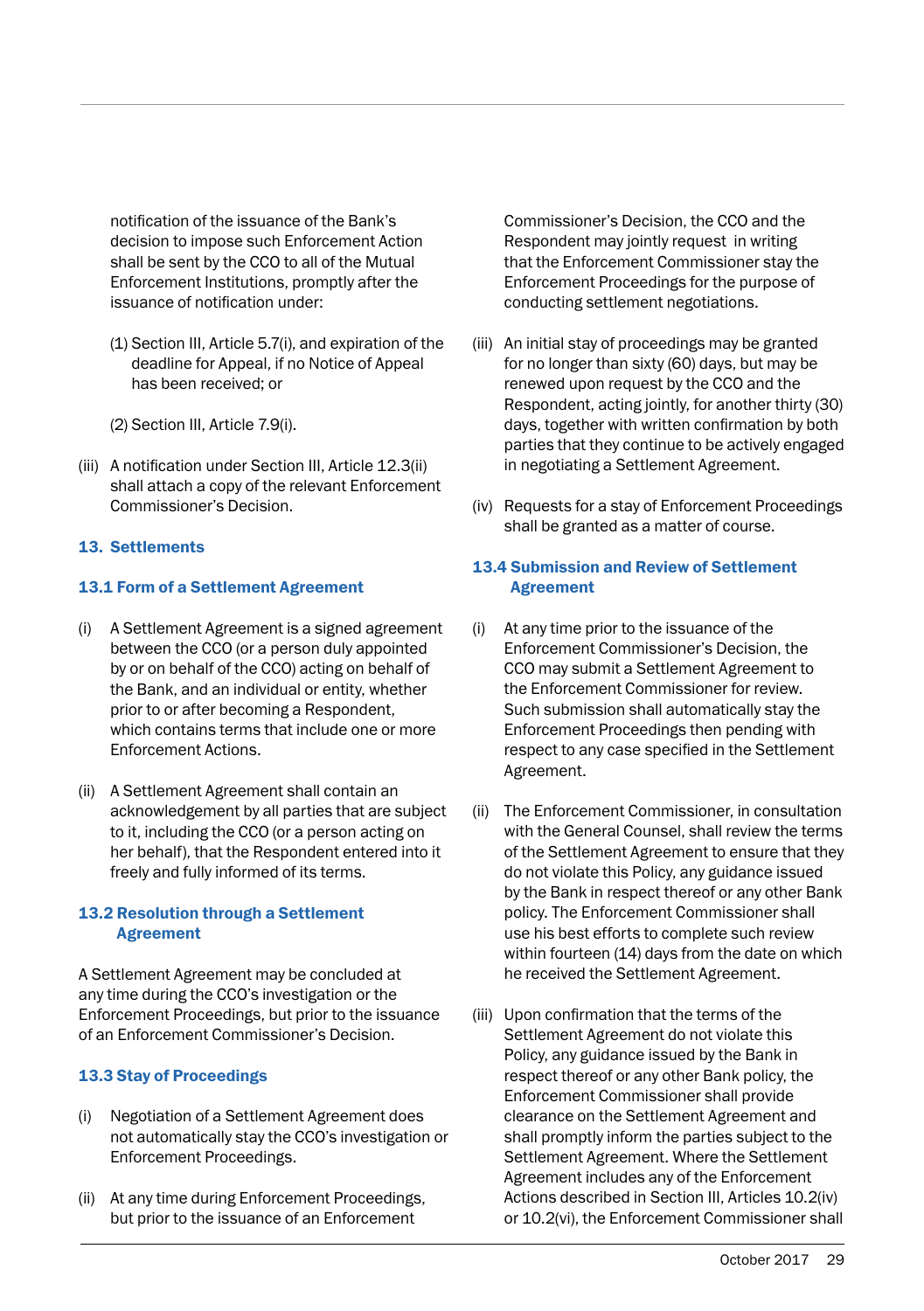notification of the issuance of the Bank's decision to impose such Enforcement Action shall be sent by the CCO to all of the Mutual Enforcement Institutions, promptly after the issuance of notification under:

(1) Section III, Article 5.7(i), and expiration of the deadline for Appeal, if no Notice of Appeal has been received; or

(2) Section III, Article 7.9(i).

(iii) A notification under Section III, Article 12.3(ii) shall attach a copy of the relevant Enforcement Commissioner's Decision.

## 13. Settlements

### 13.1 Form of a Settlement Agreement

(i) A Settlement Agreement is a signed agreement between the CCO (or a person duly appointed by or on behalf of the CCO) acting on behalf of the Bank, and an individual or entity, whether prior to or after becoming a Respondent, which contains terms that include one or more Enforcement Actions.

(ii) A Settlement Agreement shall contain an acknowledgement by all parties that are subject to it, including the CCO (or a person acting on her behalf), that the Respondent entered into it freely and fully informed of its terms.

### 13.2 Resolution through a Settlement Agreement

A Settlement Agreement may be concluded at any time during the CCO's investigation or the Enforcement Proceedings, but prior to the issuance of an Enforcement Commissioner's Decision.

### 13.3 Stay of Proceedings

(i) Negotiation of a Settlement Agreement does not automatically stay the CCO's investigation or Enforcement Proceedings.

(ii) At any time during Enforcement Proceedings, but prior to the issuance of an Enforcement Commissioner's Decision, the CCO and the Respondent may jointly request in writing that the Enforcement Commissioner stay the Enforcement Proceedings for the purpose of conducting settlement negotiations.

(iii) An initial stay of proceedings may be granted for no longer than sixty (60) days, but may be renewed upon request by the CCO and the Respondent, acting jointly, for another thirty (30) days, together with written confirmation by both parties that they continue to be actively engaged in negotiating a Settlement Agreement.

(iv) Requests for a stay of Enforcement Proceedings shall be granted as a matter of course.

### 13.4 Submission and Review of Settlement Agreement

(i) At any time prior to the issuance of the Enforcement Commissioner's Decision, the CCO may submit a Settlement Agreement to the Enforcement Commissioner for review. Such submission shall automatically stay the Enforcement Proceedings then pending with respect to any case specified in the Settlement Agreement.

(ii) The Enforcement Commissioner, in consultation with the General Counsel, shall review the terms of the Settlement Agreement to ensure that they do not violate this Policy, any guidance issued by the Bank in respect thereof or any other Bank policy. The Enforcement Commissioner shall use his best efforts to complete such review within fourteen (14) days from the date on which he received the Settlement Agreement.

(iii) Upon confirmation that the terms of the Settlement Agreement do not violate this Policy, any guidance issued by the Bank in respect thereof or any other Bank policy, the Enforcement Commissioner shall provide clearance on the Settlement Agreement and shall promptly inform the parties subject to the Settlement Agreement. Where the Settlement Agreement includes any of the Enforcement Actions described in Section III, Articles 10.2(iv) or 10.2(vi), the Enforcement Commissioner shall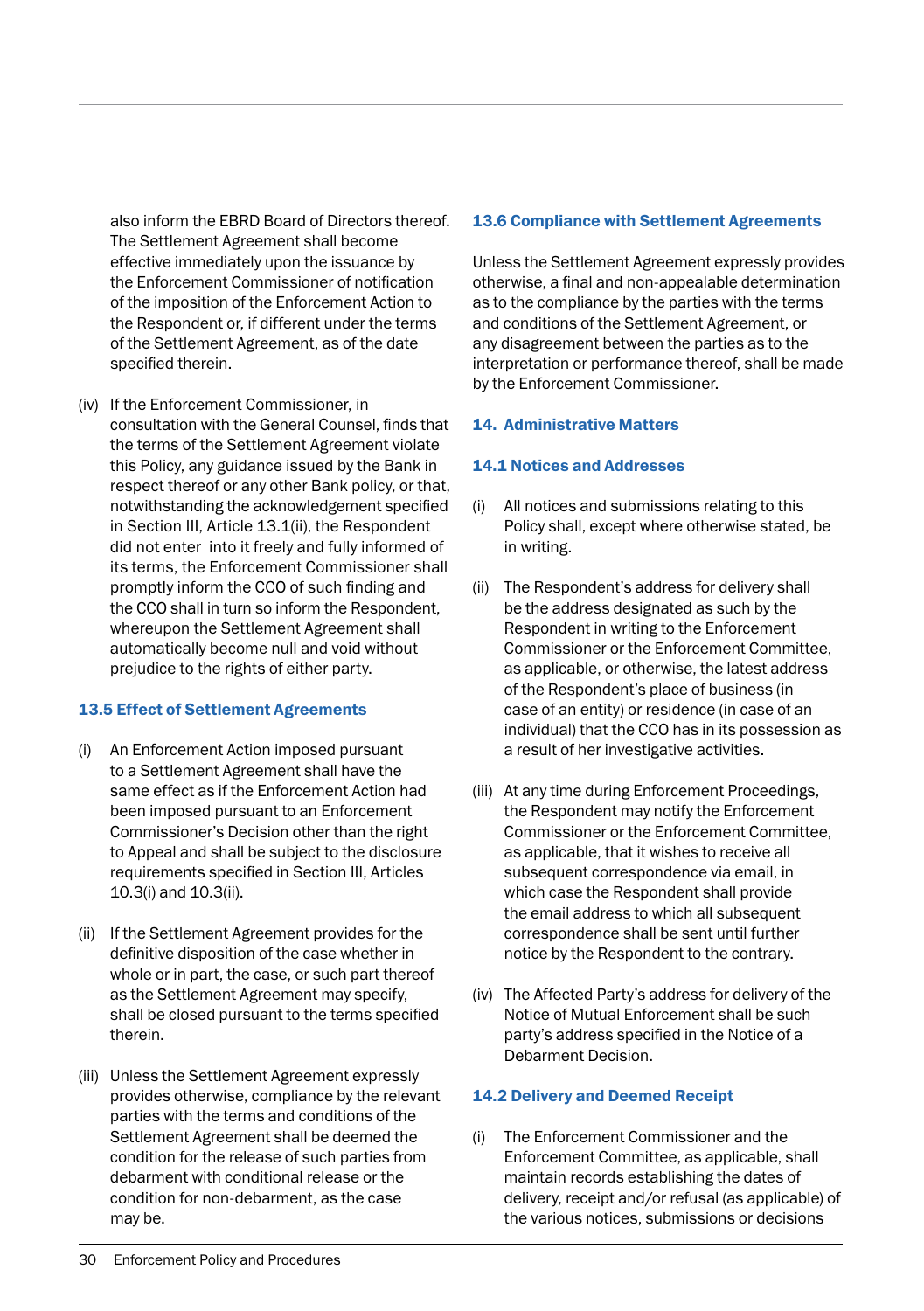also inform the EBRD Board of Directors thereof. The Settlement Agreement shall become effective immediately upon the issuance by the Enforcement Commissioner of notification of the imposition of the Enforcement Action to the Respondent or, if different under the terms of the Settlement Agreement, as of the date specified therein.

(iv) If the Enforcement Commissioner, in consultation with the General Counsel, finds that the terms of the Settlement Agreement violate this Policy, any guidance issued by the Bank in respect thereof or any other Bank policy, or that, notwithstanding the acknowledgement specified in Section III, Article 13.1(ii), the Respondent did not enter into it freely and fully informed of its terms, the Enforcement Commissioner shall promptly inform the CCO of such finding and the CCO shall in turn so inform the Respondent, whereupon the Settlement Agreement shall automatically become null and void without prejudice to the rights of either party.

### 13.5 Effect of Settlement Agreements

(i) An Enforcement Action imposed pursuant to a Settlement Agreement shall have the same effect as if the Enforcement Action had been imposed pursuant to an Enforcement Commissioner's Decision other than the right to Appeal and shall be subject to the disclosure requirements specified in Section III, Articles 10.3(i) and 10.3(ii).

(ii) If the Settlement Agreement provides for the definitive disposition of the case whether in whole or in part, the case, or such part thereof as the Settlement Agreement may specify, shall be closed pursuant to the terms specified therein.

(iii) Unless the Settlement Agreement expressly provides otherwise, compliance by the relevant parties with the terms and conditions of the Settlement Agreement shall be deemed the condition for the release of such parties from debarment with conditional release or the condition for non-debarment, as the case may be.

### 13.6 Compliance with Settlement Agreements

Unless the Settlement Agreement expressly provides otherwise, a final and non-appealable determination as to the compliance by the parties with the terms and conditions of the Settlement Agreement, or any disagreement between the parties as to the interpretation or performance thereof, shall be made by the Enforcement Commissioner.

## 14. Administrative Matters

### 14.1 Notices and Addresses

(i) All notices and submissions relating to this Policy shall, except where otherwise stated, be in writing.

(ii) The Respondent's address for delivery shall be the address designated as such by the Respondent in writing to the Enforcement Commissioner or the Enforcement Committee, as applicable, or otherwise, the latest address of the Respondent's place of business (in case of an entity) or residence (in case of an individual) that the CCO has in its possession as a result of her investigative activities.

(iii) At any time during Enforcement Proceedings, the Respondent may notify the Enforcement Commissioner or the Enforcement Committee, as applicable, that it wishes to receive all subsequent correspondence via email, in which case the Respondent shall provide the email address to which all subsequent correspondence shall be sent until further notice by the Respondent to the contrary.

(iv) The Affected Party's address for delivery of the Notice of Mutual Enforcement shall be such party's address specified in the Notice of a Debarment Decision.

### 14.2 Delivery and Deemed Receipt

(i) The Enforcement Commissioner and the Enforcement Committee, as applicable, shall maintain records establishing the dates of delivery, receipt and/or refusal (as applicable) of the various notices, submissions or decisions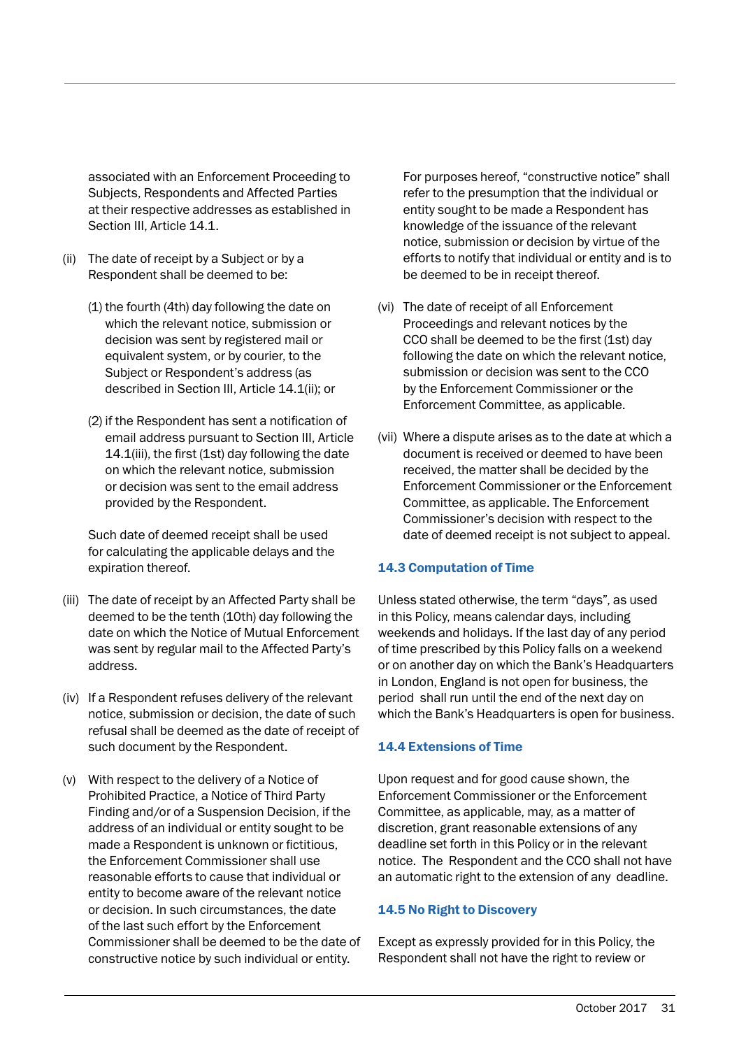associated with an Enforcement Proceeding to Subjects, Respondents and Affected Parties at their respective addresses as established in Section III, Article 14.1.

(ii) The date of receipt by a Subject or by a Respondent shall be deemed to be:

(1) the fourth (4th) day following the date on which the relevant notice, submission or decision was sent by registered mail or equivalent system, or by courier, to the Subject or Respondent's address (as described in Section III, Article 14.1(ii); or

(2) if the Respondent has sent a notification of email address pursuant to Section III, Article 14.1(iii), the first (1st) day following the date on which the relevant notice, submission or decision was sent to the email address provided by the Respondent.

Such date of deemed receipt shall be used for calculating the applicable delays and the expiration thereof.

(iii) The date of receipt by an Affected Party shall be deemed to be the tenth (10th) day following the date on which the Notice of Mutual Enforcement was sent by regular mail to the Affected Party's address.

(iv) If a Respondent refuses delivery of the relevant notice, submission or decision, the date of such refusal shall be deemed as the date of receipt of such document by the Respondent.

(v) With respect to the delivery of a Notice of Prohibited Practice, a Notice of Third Party Finding and/or of a Suspension Decision, if the address of an individual or entity sought to be made a Respondent is unknown or fictitious, the Enforcement Commissioner shall use reasonable efforts to cause that individual or entity to become aware of the relevant notice or decision. In such circumstances, the date of the last such effort by the Enforcement Commissioner shall be deemed to be the date of constructive notice by such individual or entity.

For purposes hereof, "constructive notice" shall refer to the presumption that the individual or entity sought to be made a Respondent has knowledge of the issuance of the relevant notice, submission or decision by virtue of the efforts to notify that individual or entity and is to be deemed to be in receipt thereof.

(vi) The date of receipt of all Enforcement Proceedings and relevant notices by the CCO shall be deemed to be the first (1st) day following the date on which the relevant notice, submission or decision was sent to the CCO by the Enforcement Commissioner or the Enforcement Committee, as applicable.

(vii) Where a dispute arises as to the date at which a document is received or deemed to have been received, the matter shall be decided by the Enforcement Commissioner or the Enforcement Committee, as applicable. The Enforcement Commissioner's decision with respect to the date of deemed receipt is not subject to appeal.

### 14.3 Computation of Time

Unless stated otherwise, the term "days", as used in this Policy, means calendar days, including weekends and holidays. If the last day of any period of time prescribed by this Policy falls on a weekend or on another day on which the Bank's Headquarters in London, England is not open for business, the period shall run until the end of the next day on which the Bank's Headquarters is open for business.

### 14.4 Extensions of Time

Upon request and for good cause shown, the Enforcement Commissioner or the Enforcement Committee, as applicable, may, as a matter of discretion, grant reasonable extensions of any deadline set forth in this Policy or in the relevant notice. The Respondent and the CCO shall not have an automatic right to the extension of any deadline.

### 14.5 No Right to Discovery

Except as expressly provided for in this Policy, the Respondent shall not have the right to review or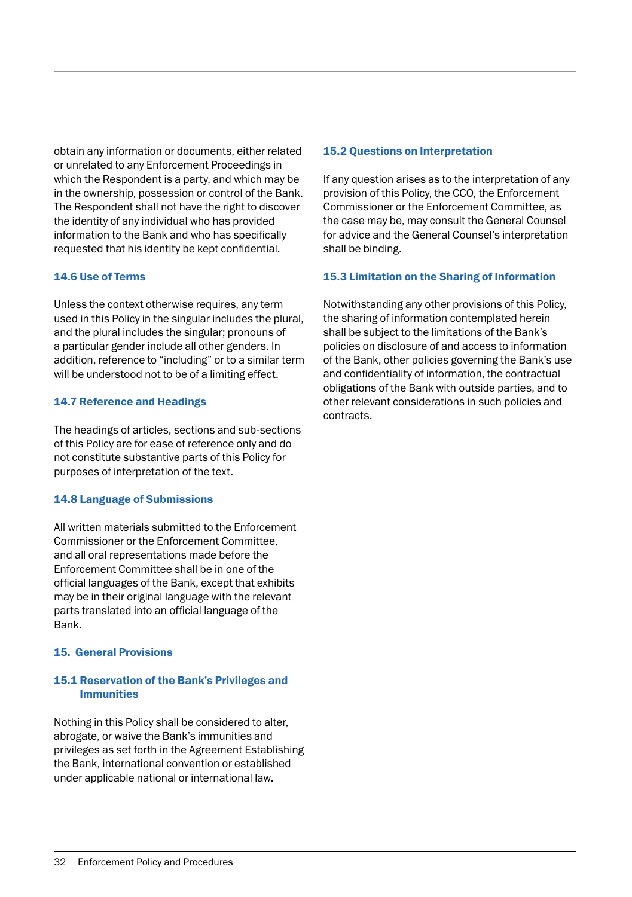obtain any information or documents, either related or unrelated to any Enforcement Proceedings in which the Respondent is a party, and which may be in the ownership, possession or control of the Bank. The Respondent shall not have the right to discover the identity of any individual who has provided information to the Bank and who has specifically requested that his identity be kept confidential.

### 14.6 Use of Terms

Unless the context otherwise requires, any term used in this Policy in the singular includes the plural, and the plural includes the singular; pronouns of a particular gender include all other genders. In addition, reference to "including" or to a similar term will be understood not to be of a limiting effect.

### 14.7 Reference and Headings

The headings of articles, sections and sub-sections of this Policy are for ease of reference only and do not constitute substantive parts of this Policy for purposes of interpretation of the text.

### 14.8 Language of Submissions

All written materials submitted to the Enforcement Commissioner or the Enforcement Committee, and all oral representations made before the Enforcement Committee shall be in one of the official languages of the Bank, except that exhibits may be in their original language with the relevant parts translated into an official language of the Bank.

## 15. General Provisions

### 15.1 Reservation of the Bank's Privileges and Immunities

Nothing in this Policy shall be considered to alter, abrogate, or waive the Bank's immunities and privileges as set forth in the Agreement Establishing the Bank, international convention or established under applicable national or international law.

### 15.2 Questions on Interpretation

If any question arises as to the interpretation of any provision of this Policy, the CCO, the Enforcement Commissioner or the Enforcement Committee, as the case may be, may consult the General Counsel for advice and the General Counsel's interpretation shall be binding.

### 15.3 Limitation on the Sharing of Information

Notwithstanding any other provisions of this Policy, the sharing of information contemplated herein shall be subject to the limitations of the Bank's policies on disclosure of and access to information of the Bank, other policies governing the Bank's use and confidentiality of information, the contractual obligations of the Bank with outside parties, and to other relevant considerations in such policies and contracts.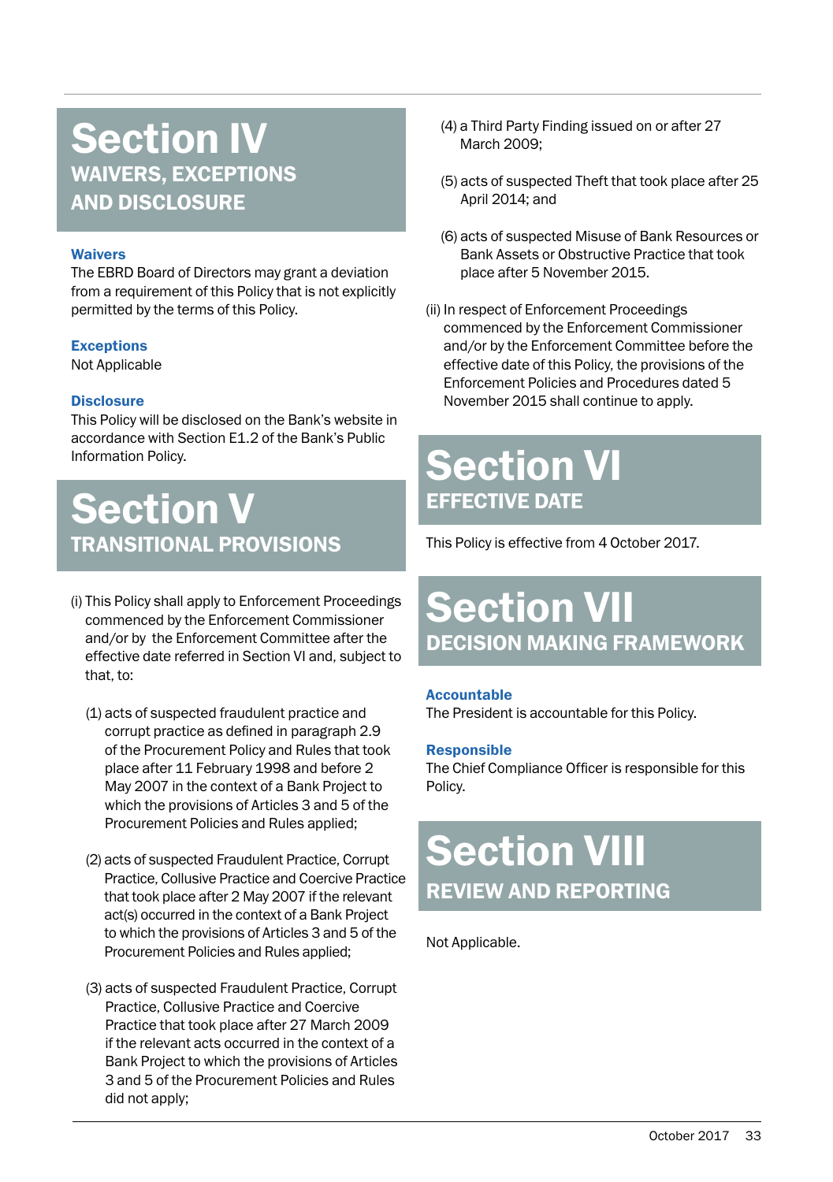# Section IV
## WAIVERS, EXCEPTIONS AND DISCLOSURE

### Waivers

The EBRD Board of Directors may grant a deviation from a requirement of this Policy that is not explicitly permitted by the terms of this Policy.

### Exceptions

Not Applicable

### Disclosure

This Policy will be disclosed on the Bank's website in accordance with Section E1.2 of the Bank's Public Information Policy.

# Section V
## TRANSITIONAL PROVISIONS

(i) This Policy shall apply to Enforcement Proceedings commenced by the Enforcement Commissioner and/or by the Enforcement Committee after the effective date referred in Section VI and, subject to that, to:

(1) acts of suspected fraudulent practice and corrupt practice as defined in paragraph 2.9 of the Procurement Policy and Rules that took place after 11 February 1998 and before 2 May 2007 in the context of a Bank Project to which the provisions of Articles 3 and 5 of the Procurement Policies and Rules applied;

(2) acts of suspected Fraudulent Practice, Corrupt Practice, Collusive Practice and Coercive Practice that took place after 2 May 2007 if the relevant act(s) occurred in the context of a Bank Project to which the provisions of Articles 3 and 5 of the Procurement Policies and Rules applied;

(3) acts of suspected Fraudulent Practice, Corrupt Practice, Collusive Practice and Coercive Practice that took place after 27 March 2009 if the relevant acts occurred in the context of a Bank Project to which the provisions of Articles 3 and 5 of the Procurement Policies and Rules did not apply;

(4) a Third Party Finding issued on or after 27 March 2009;

(5) acts of suspected Theft that took place after 25 April 2014; and

(6) acts of suspected Misuse of Bank Resources or Bank Assets or Obstructive Practice that took place after 5 November 2015.

(ii) In respect of Enforcement Proceedings commenced by the Enforcement Commissioner and/or by the Enforcement Committee before the effective date of this Policy, the provisions of the Enforcement Policies and Procedures dated 5 November 2015 shall continue to apply.

# Section VI
## EFFECTIVE DATE

This Policy is effective from 4 October 2017.

# Section VII
## DECISION MAKING FRAMEWORK

### Accountable

The President is accountable for this Policy.

### Responsible

The Chief Compliance Officer is responsible for this Policy.

# Section VIII
## REVIEW AND REPORTING

Not Applicable.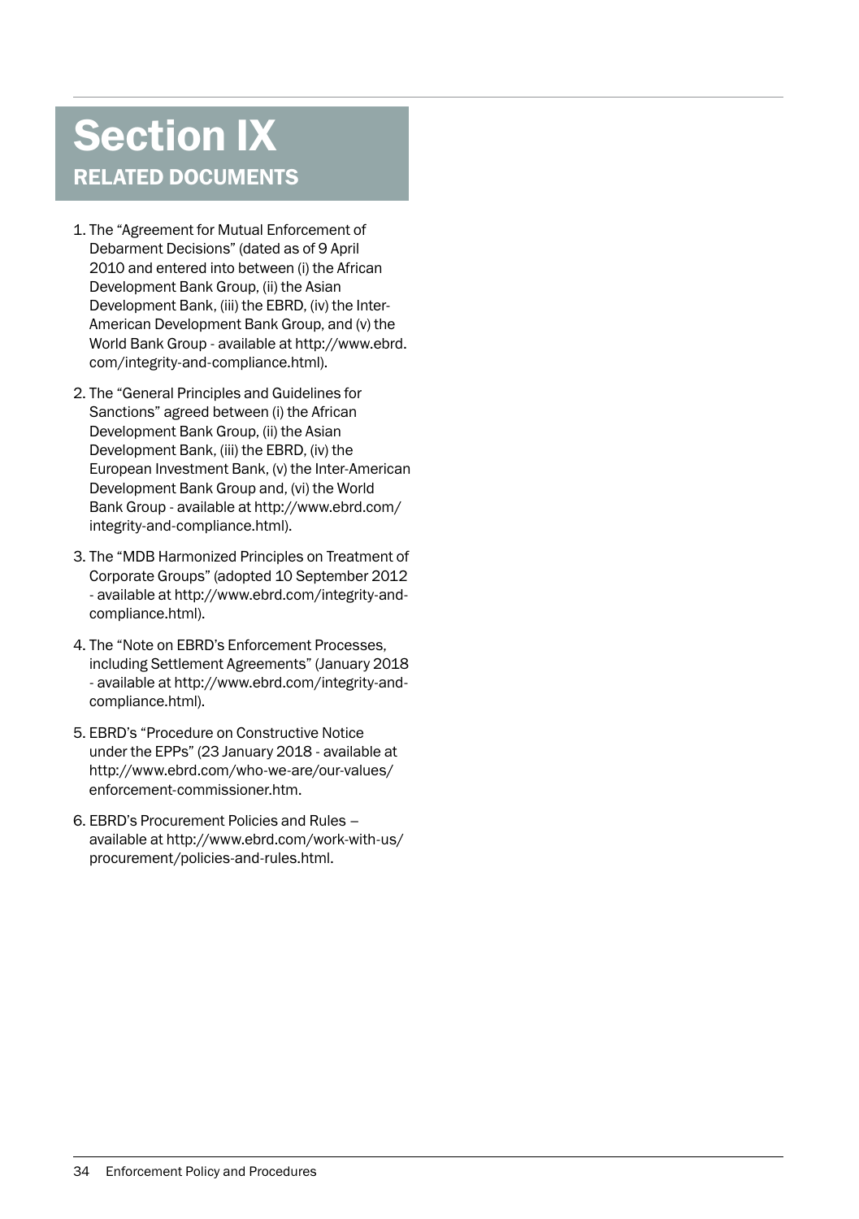# Section IX

## RELATED DOCUMENTS

1. The "Agreement for Mutual Enforcement of Debarment Decisions" (dated as of 9 April 2010 and entered into between (i) the African Development Bank Group, (ii) the Asian Development Bank, (iii) the EBRD, (iv) the Inter-American Development Bank Group, and (v) the World Bank Group - available at http://www.ebrd.com/integrity-and-compliance.html).

2. The "General Principles and Guidelines for Sanctions" agreed between (i) the African Development Bank Group, (ii) the Asian Development Bank, (iii) the EBRD, (iv) the European Investment Bank, (v) the Inter-American Development Bank Group and, (vi) the World Bank Group - available at http://www.ebrd.com/integrity-and-compliance.html).

3. The "MDB Harmonized Principles on Treatment of Corporate Groups" (adopted 10 September 2012 - available at http://www.ebrd.com/integrity-and-compliance.html).

4. The "Note on EBRD's Enforcement Processes, including Settlement Agreements" (January 2018 - available at http://www.ebrd.com/integrity-and-compliance.html).

5. EBRD's "Procedure on Constructive Notice under the EPPs" (23 January 2018 - available at http://www.ebrd.com/who-we-are/our-values/enforcement-commissioner.htm.

6. EBRD's Procurement Policies and Rules – available at http://www.ebrd.com/work-with-us/procurement/policies-and-rules.html.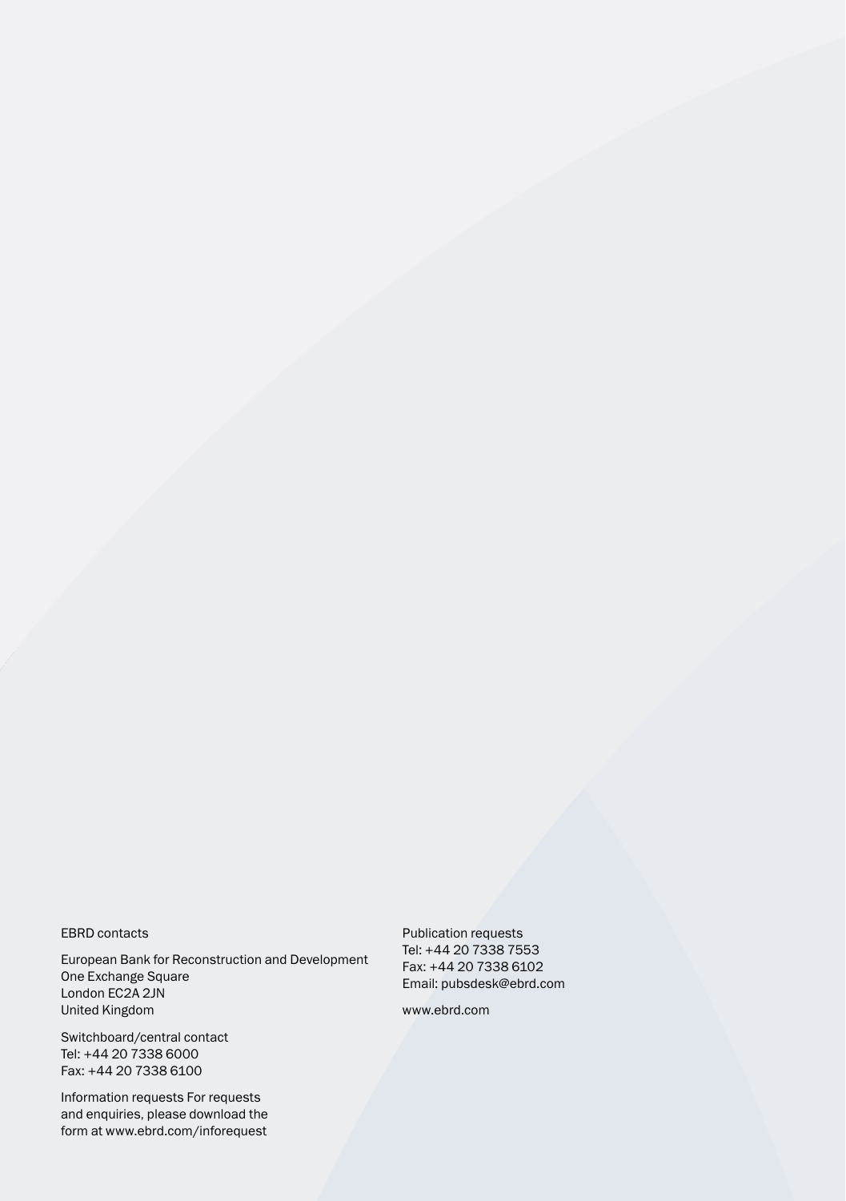EBRD contacts

European Bank for Reconstruction and Development
One Exchange Square
London EC2A 2JN
United Kingdom

Switchboard/central contact
Tel: +44 20 7338 6000
Fax: +44 20 7338 6100

Information requests For requests and enquiries, please download the form at www.ebrd.com/inforequest

Publication requests
Tel: +44 20 7338 7553
Fax: +44 20 7338 6102
Email: pubsdesk@ebrd.com

www.ebrd.com